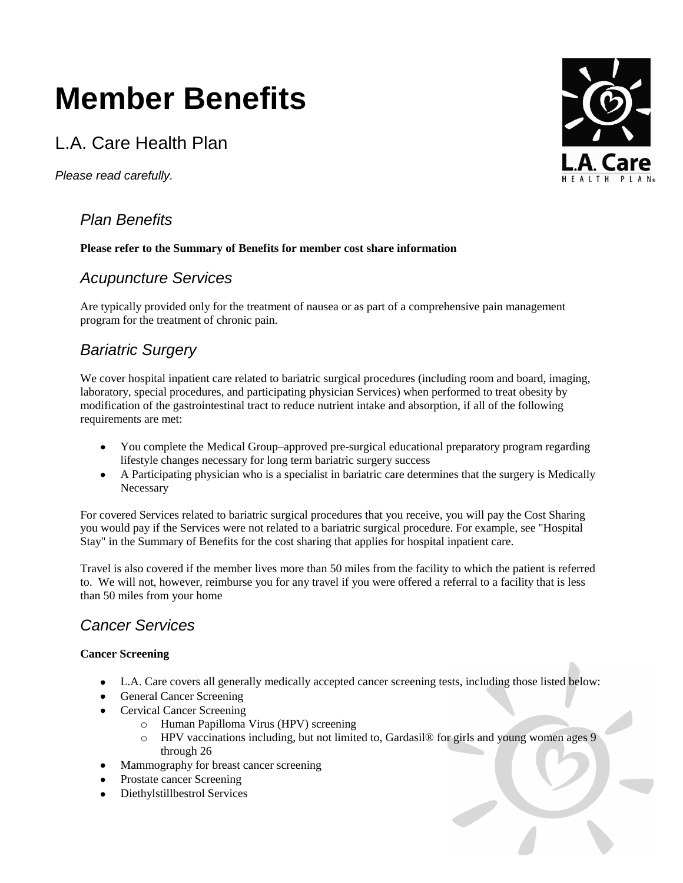# Member Benefits

## L.A. Care Health Plan

*Please read carefully.*

### *Plan Benefits*

**Please refer to the Summary of Benefits for member cost share information**

### *Acupuncture Services*

Are typically provided only for the treatment of nausea or as part of a comprehensive pain management program for the treatment of chronic pain.

### *Bariatric Surgery*

We cover hospital inpatient care related to bariatric surgical procedures (including room and board, imaging, laboratory, special procedures, and participating physician Services) when performed to treat obesity by modification of the gastrointestinal tract to reduce nutrient intake and absorption, if all of the following requirements are met:

- You complete the Medical Group–approved pre-surgical educational preparatory program regarding lifestyle changes necessary for long term bariatric surgery success
- A Participating physician who is a specialist in bariatric care determines that the surgery is Medically Necessary

For covered Services related to bariatric surgical procedures that you receive, you will pay the Cost Sharing you would pay if the Services were not related to a bariatric surgical procedure. For example, see "Hospital Stay" in the Summary of Benefits for the cost sharing that applies for hospital inpatient care.

Travel is also covered if the member lives more than 50 miles from the facility to which the patient is referred to. We will not, however, reimburse you for any travel if you were offered a referral to a facility that is less than 50 miles from your home

### *Cancer Services*

**Cancer Screening**

- L.A. Care covers all generally medically accepted cancer screening tests, including those listed below:
- General Cancer Screening
- Cervical Cancer Screening
  - Human Papilloma Virus (HPV) screening
  - HPV vaccinations including, but not limited to, Gardasil® for girls and young women ages 9 through 26
- Mammography for breast cancer screening
- Prostate cancer Screening
- Diethylstillbestrol Services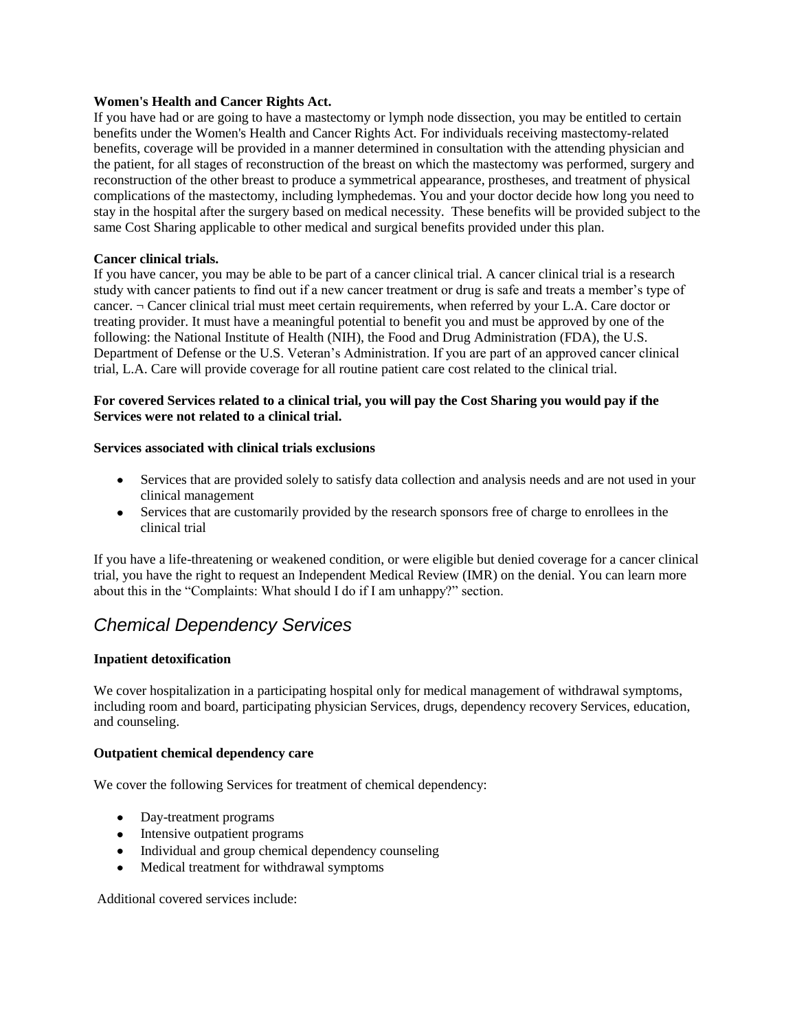**Women's Health and Cancer Rights Act.**
If you have had or are going to have a mastectomy or lymph node dissection, you may be entitled to certain benefits under the Women's Health and Cancer Rights Act. For individuals receiving mastectomy-related benefits, coverage will be provided in a manner determined in consultation with the attending physician and the patient, for all stages of reconstruction of the breast on which the mastectomy was performed, surgery and reconstruction of the other breast to produce a symmetrical appearance, prostheses, and treatment of physical complications of the mastectomy, including lymphedemas. You and your doctor decide how long you need to stay in the hospital after the surgery based on medical necessity. These benefits will be provided subject to the same Cost Sharing applicable to other medical and surgical benefits provided under this plan.

**Cancer clinical trials.**
If you have cancer, you may be able to be part of a cancer clinical trial. A cancer clinical trial is a research study with cancer patients to find out if a new cancer treatment or drug is safe and treats a member's type of cancer. ¬ Cancer clinical trial must meet certain requirements, when referred by your L.A. Care doctor or treating provider. It must have a meaningful potential to benefit you and must be approved by one of the following: the National Institute of Health (NIH), the Food and Drug Administration (FDA), the U.S. Department of Defense or the U.S. Veteran's Administration. If you are part of an approved cancer clinical trial, L.A. Care will provide coverage for all routine patient care cost related to the clinical trial.

**For covered Services related to a clinical trial, you will pay the Cost Sharing you would pay if the Services were not related to a clinical trial.**

**Services associated with clinical trials exclusions**

- Services that are provided solely to satisfy data collection and analysis needs and are not used in your clinical management
- Services that are customarily provided by the research sponsors free of charge to enrollees in the clinical trial

If you have a life-threatening or weakened condition, or were eligible but denied coverage for a cancer clinical trial, you have the right to request an Independent Medical Review (IMR) on the denial. You can learn more about this in the "Complaints: What should I do if I am unhappy?" section.

## *Chemical Dependency Services*

**Inpatient detoxification**

We cover hospitalization in a participating hospital only for medical management of withdrawal symptoms, including room and board, participating physician Services, drugs, dependency recovery Services, education, and counseling.

**Outpatient chemical dependency care**

We cover the following Services for treatment of chemical dependency:

- Day-treatment programs
- Intensive outpatient programs
- Individual and group chemical dependency counseling
- Medical treatment for withdrawal symptoms

Additional covered services include: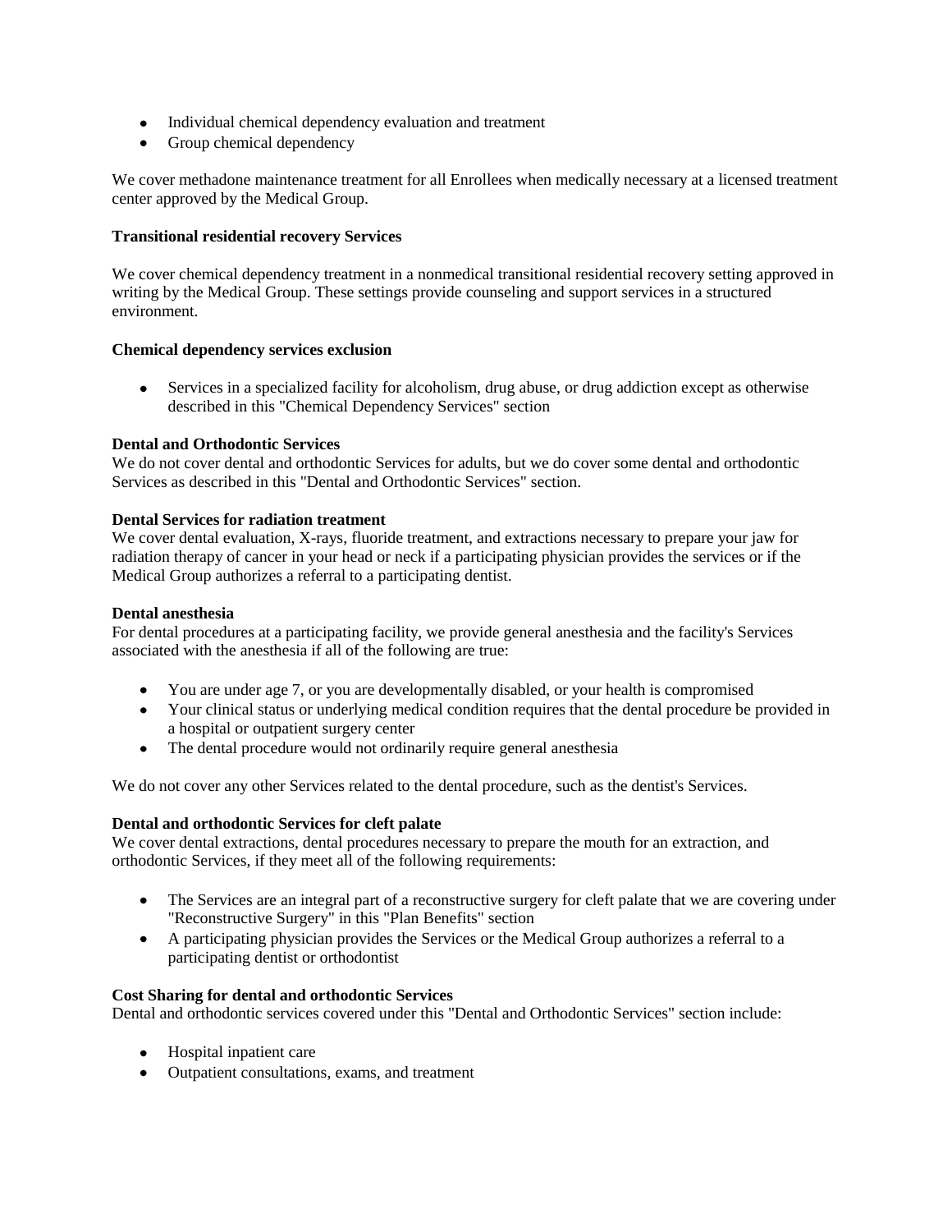- Individual chemical dependency evaluation and treatment
- Group chemical dependency

We cover methadone maintenance treatment for all Enrollees when medically necessary at a licensed treatment center approved by the Medical Group.

**Transitional residential recovery Services**

We cover chemical dependency treatment in a nonmedical transitional residential recovery setting approved in writing by the Medical Group. These settings provide counseling and support services in a structured environment.

**Chemical dependency services exclusion**

- Services in a specialized facility for alcoholism, drug abuse, or drug addiction except as otherwise described in this "Chemical Dependency Services" section

**Dental and Orthodontic Services**
We do not cover dental and orthodontic Services for adults, but we do cover some dental and orthodontic Services as described in this "Dental and Orthodontic Services" section.

**Dental Services for radiation treatment**
We cover dental evaluation, X-rays, fluoride treatment, and extractions necessary to prepare your jaw for radiation therapy of cancer in your head or neck if a participating physician provides the services or if the Medical Group authorizes a referral to a participating dentist.

**Dental anesthesia**
For dental procedures at a participating facility, we provide general anesthesia and the facility's Services associated with the anesthesia if all of the following are true:

- You are under age 7, or you are developmentally disabled, or your health is compromised
- Your clinical status or underlying medical condition requires that the dental procedure be provided in a hospital or outpatient surgery center
- The dental procedure would not ordinarily require general anesthesia

We do not cover any other Services related to the dental procedure, such as the dentist's Services.

**Dental and orthodontic Services for cleft palate**
We cover dental extractions, dental procedures necessary to prepare the mouth for an extraction, and orthodontic Services, if they meet all of the following requirements:

- The Services are an integral part of a reconstructive surgery for cleft palate that we are covering under "Reconstructive Surgery" in this "Plan Benefits" section
- A participating physician provides the Services or the Medical Group authorizes a referral to a participating dentist or orthodontist

**Cost Sharing for dental and orthodontic Services**
Dental and orthodontic services covered under this "Dental and Orthodontic Services" section include:

- Hospital inpatient care
- Outpatient consultations, exams, and treatment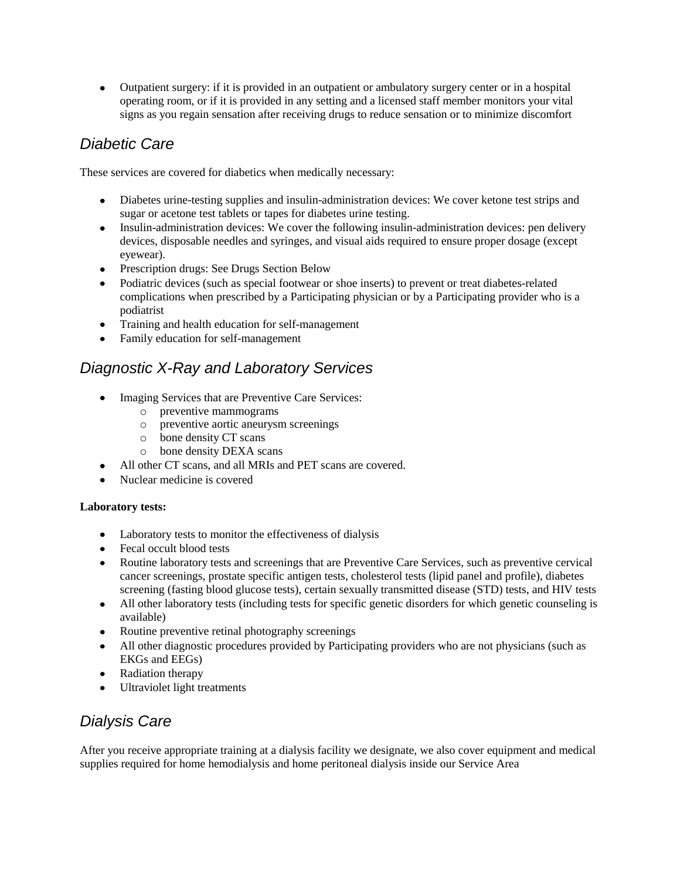- Outpatient surgery: if it is provided in an outpatient or ambulatory surgery center or in a hospital operating room, or if it is provided in any setting and a licensed staff member monitors your vital signs as you regain sensation after receiving drugs to reduce sensation or to minimize discomfort

## *Diabetic Care*

These services are covered for diabetics when medically necessary:

- Diabetes urine-testing supplies and insulin-administration devices: We cover ketone test strips and sugar or acetone test tablets or tapes for diabetes urine testing.
- Insulin-administration devices: We cover the following insulin-administration devices: pen delivery devices, disposable needles and syringes, and visual aids required to ensure proper dosage (except eyewear).
- Prescription drugs: See Drugs Section Below
- Podiatric devices (such as special footwear or shoe inserts) to prevent or treat diabetes-related complications when prescribed by a Participating physician or by a Participating provider who is a podiatrist
- Training and health education for self-management
- Family education for self-management

## *Diagnostic X-Ray and Laboratory Services*

- Imaging Services that are Preventive Care Services:
  - preventive mammograms
  - preventive aortic aneurysm screenings
  - bone density CT scans
  - bone density DEXA scans
- All other CT scans, and all MRIs and PET scans are covered.
- Nuclear medicine is covered

**Laboratory tests:**

- Laboratory tests to monitor the effectiveness of dialysis
- Fecal occult blood tests
- Routine laboratory tests and screenings that are Preventive Care Services, such as preventive cervical cancer screenings, prostate specific antigen tests, cholesterol tests (lipid panel and profile), diabetes screening (fasting blood glucose tests), certain sexually transmitted disease (STD) tests, and HIV tests
- All other laboratory tests (including tests for specific genetic disorders for which genetic counseling is available)
- Routine preventive retinal photography screenings
- All other diagnostic procedures provided by Participating providers who are not physicians (such as EKGs and EEGs)
- Radiation therapy
- Ultraviolet light treatments

## *Dialysis Care*

After you receive appropriate training at a dialysis facility we designate, we also cover equipment and medical supplies required for home hemodialysis and home peritoneal dialysis inside our Service Area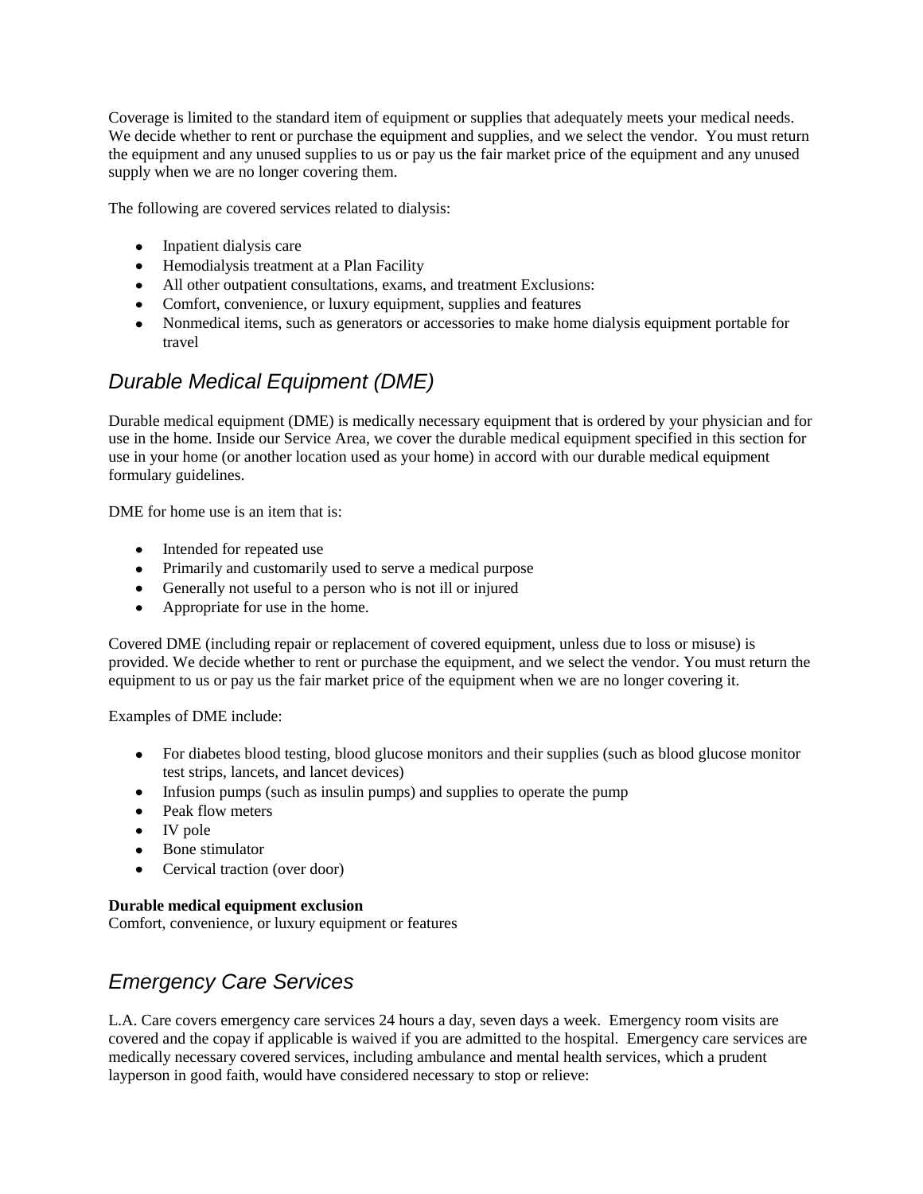Coverage is limited to the standard item of equipment or supplies that adequately meets your medical needs. We decide whether to rent or purchase the equipment and supplies, and we select the vendor. You must return the equipment and any unused supplies to us or pay us the fair market price of the equipment and any unused supply when we are no longer covering them.

The following are covered services related to dialysis:

- Inpatient dialysis care
- Hemodialysis treatment at a Plan Facility
- All other outpatient consultations, exams, and treatment Exclusions:
- Comfort, convenience, or luxury equipment, supplies and features
- Nonmedical items, such as generators or accessories to make home dialysis equipment portable for travel

## *Durable Medical Equipment (DME)*

Durable medical equipment (DME) is medically necessary equipment that is ordered by your physician and for use in the home. Inside our Service Area, we cover the durable medical equipment specified in this section for use in your home (or another location used as your home) in accord with our durable medical equipment formulary guidelines.

DME for home use is an item that is:

- Intended for repeated use
- Primarily and customarily used to serve a medical purpose
- Generally not useful to a person who is not ill or injured
- Appropriate for use in the home.

Covered DME (including repair or replacement of covered equipment, unless due to loss or misuse) is provided. We decide whether to rent or purchase the equipment, and we select the vendor. You must return the equipment to us or pay us the fair market price of the equipment when we are no longer covering it.

Examples of DME include:

- For diabetes blood testing, blood glucose monitors and their supplies (such as blood glucose monitor test strips, lancets, and lancet devices)
- Infusion pumps (such as insulin pumps) and supplies to operate the pump
- Peak flow meters
- IV pole
- Bone stimulator
- Cervical traction (over door)

**Durable medical equipment exclusion**
Comfort, convenience, or luxury equipment or features

## *Emergency Care Services*

L.A. Care covers emergency care services 24 hours a day, seven days a week. Emergency room visits are covered and the copay if applicable is waived if you are admitted to the hospital. Emergency care services are medically necessary covered services, including ambulance and mental health services, which a prudent layperson in good faith, would have considered necessary to stop or relieve: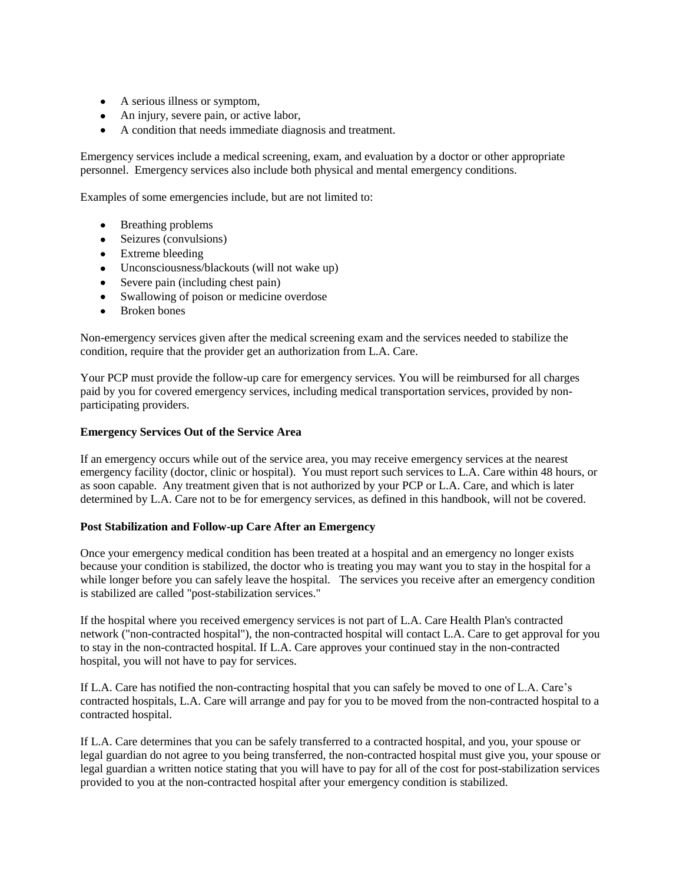- A serious illness or symptom,
- An injury, severe pain, or active labor,
- A condition that needs immediate diagnosis and treatment.

Emergency services include a medical screening, exam, and evaluation by a doctor or other appropriate personnel. Emergency services also include both physical and mental emergency conditions.

Examples of some emergencies include, but are not limited to:

- Breathing problems
- Seizures (convulsions)
- Extreme bleeding
- Unconsciousness/blackouts (will not wake up)
- Severe pain (including chest pain)
- Swallowing of poison or medicine overdose
- Broken bones

Non-emergency services given after the medical screening exam and the services needed to stabilize the condition, require that the provider get an authorization from L.A. Care.

Your PCP must provide the follow-up care for emergency services. You will be reimbursed for all charges paid by you for covered emergency services, including medical transportation services, provided by non-participating providers.

**Emergency Services Out of the Service Area**

If an emergency occurs while out of the service area, you may receive emergency services at the nearest emergency facility (doctor, clinic or hospital). You must report such services to L.A. Care within 48 hours, or as soon capable. Any treatment given that is not authorized by your PCP or L.A. Care, and which is later determined by L.A. Care not to be for emergency services, as defined in this handbook, will not be covered.

**Post Stabilization and Follow-up Care After an Emergency**

Once your emergency medical condition has been treated at a hospital and an emergency no longer exists because your condition is stabilized, the doctor who is treating you may want you to stay in the hospital for a while longer before you can safely leave the hospital. The services you receive after an emergency condition is stabilized are called "post-stabilization services."

If the hospital where you received emergency services is not part of L.A. Care Health Plan's contracted network ("non-contracted hospital"), the non-contracted hospital will contact L.A. Care to get approval for you to stay in the non-contracted hospital. If L.A. Care approves your continued stay in the non-contracted hospital, you will not have to pay for services.

If L.A. Care has notified the non-contracting hospital that you can safely be moved to one of L.A. Care's contracted hospitals, L.A. Care will arrange and pay for you to be moved from the non-contracted hospital to a contracted hospital.

If L.A. Care determines that you can be safely transferred to a contracted hospital, and you, your spouse or legal guardian do not agree to you being transferred, the non-contracted hospital must give you, your spouse or legal guardian a written notice stating that you will have to pay for all of the cost for post-stabilization services provided to you at the non-contracted hospital after your emergency condition is stabilized.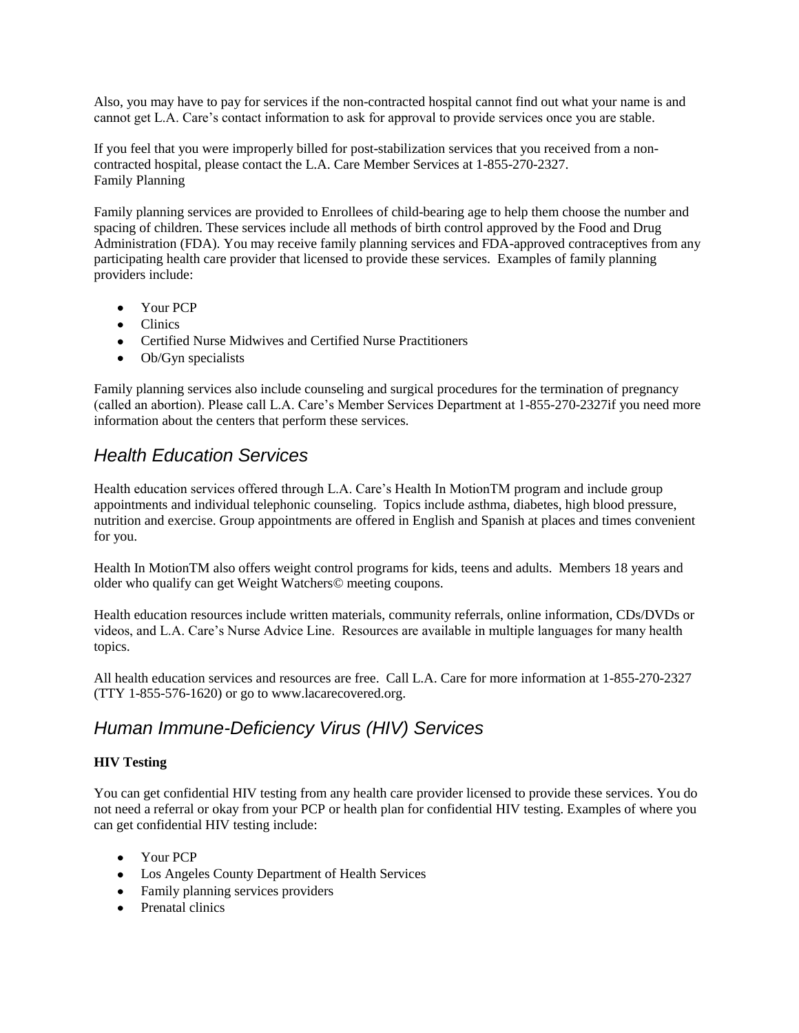Also, you may have to pay for services if the non-contracted hospital cannot find out what your name is and cannot get L.A. Care's contact information to ask for approval to provide services once you are stable.

If you feel that you were improperly billed for post-stabilization services that you received from a non-contracted hospital, please contact the L.A. Care Member Services at 1-855-270-2327.
Family Planning

Family planning services are provided to Enrollees of child-bearing age to help them choose the number and spacing of children. These services include all methods of birth control approved by the Food and Drug Administration (FDA). You may receive family planning services and FDA-approved contraceptives from any participating health care provider that licensed to provide these services. Examples of family planning providers include:

- Your PCP
- Clinics
- Certified Nurse Midwives and Certified Nurse Practitioners
- Ob/Gyn specialists

Family planning services also include counseling and surgical procedures for the termination of pregnancy (called an abortion). Please call L.A. Care's Member Services Department at 1-855-270-2327if you need more information about the centers that perform these services.

## *Health Education Services*

Health education services offered through L.A. Care's Health In MotionTM program and include group appointments and individual telephonic counseling. Topics include asthma, diabetes, high blood pressure, nutrition and exercise. Group appointments are offered in English and Spanish at places and times convenient for you.

Health In MotionTM also offers weight control programs for kids, teens and adults. Members 18 years and older who qualify can get Weight Watchers© meeting coupons.

Health education resources include written materials, community referrals, online information, CDs/DVDs or videos, and L.A. Care's Nurse Advice Line. Resources are available in multiple languages for many health topics.

All health education services and resources are free. Call L.A. Care for more information at 1-855-270-2327 (TTY 1-855-576-1620) or go to www.lacarecovered.org.

## *Human Immune-Deficiency Virus (HIV) Services*

**HIV Testing**

You can get confidential HIV testing from any health care provider licensed to provide these services. You do not need a referral or okay from your PCP or health plan for confidential HIV testing. Examples of where you can get confidential HIV testing include:

- Your PCP
- Los Angeles County Department of Health Services
- Family planning services providers
- Prenatal clinics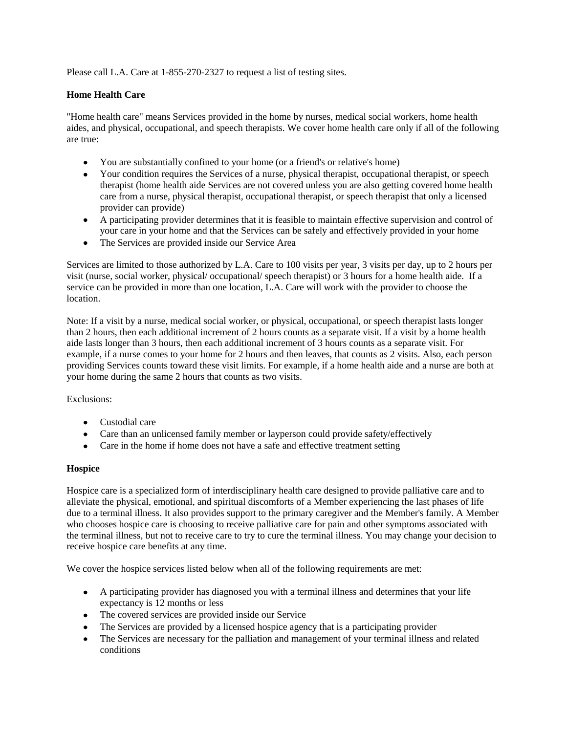Please call L.A. Care at 1-855-270-2327 to request a list of testing sites.

**Home Health Care**

"Home health care" means Services provided in the home by nurses, medical social workers, home health aides, and physical, occupational, and speech therapists. We cover home health care only if all of the following are true:

- You are substantially confined to your home (or a friend's or relative's home)
- Your condition requires the Services of a nurse, physical therapist, occupational therapist, or speech therapist (home health aide Services are not covered unless you are also getting covered home health care from a nurse, physical therapist, occupational therapist, or speech therapist that only a licensed provider can provide)
- A participating provider determines that it is feasible to maintain effective supervision and control of your care in your home and that the Services can be safely and effectively provided in your home
- The Services are provided inside our Service Area

Services are limited to those authorized by L.A. Care to 100 visits per year, 3 visits per day, up to 2 hours per visit (nurse, social worker, physical/ occupational/ speech therapist) or 3 hours for a home health aide. If a service can be provided in more than one location, L.A. Care will work with the provider to choose the location.

Note: If a visit by a nurse, medical social worker, or physical, occupational, or speech therapist lasts longer than 2 hours, then each additional increment of 2 hours counts as a separate visit. If a visit by a home health aide lasts longer than 3 hours, then each additional increment of 3 hours counts as a separate visit. For example, if a nurse comes to your home for 2 hours and then leaves, that counts as 2 visits. Also, each person providing Services counts toward these visit limits. For example, if a home health aide and a nurse are both at your home during the same 2 hours that counts as two visits.

Exclusions:

- Custodial care
- Care than an unlicensed family member or layperson could provide safety/effectively
- Care in the home if home does not have a safe and effective treatment setting

**Hospice**

Hospice care is a specialized form of interdisciplinary health care designed to provide palliative care and to alleviate the physical, emotional, and spiritual discomforts of a Member experiencing the last phases of life due to a terminal illness. It also provides support to the primary caregiver and the Member's family. A Member who chooses hospice care is choosing to receive palliative care for pain and other symptoms associated with the terminal illness, but not to receive care to try to cure the terminal illness. You may change your decision to receive hospice care benefits at any time.

We cover the hospice services listed below when all of the following requirements are met:

- A participating provider has diagnosed you with a terminal illness and determines that your life expectancy is 12 months or less
- The covered services are provided inside our Service
- The Services are provided by a licensed hospice agency that is a participating provider
- The Services are necessary for the palliation and management of your terminal illness and related conditions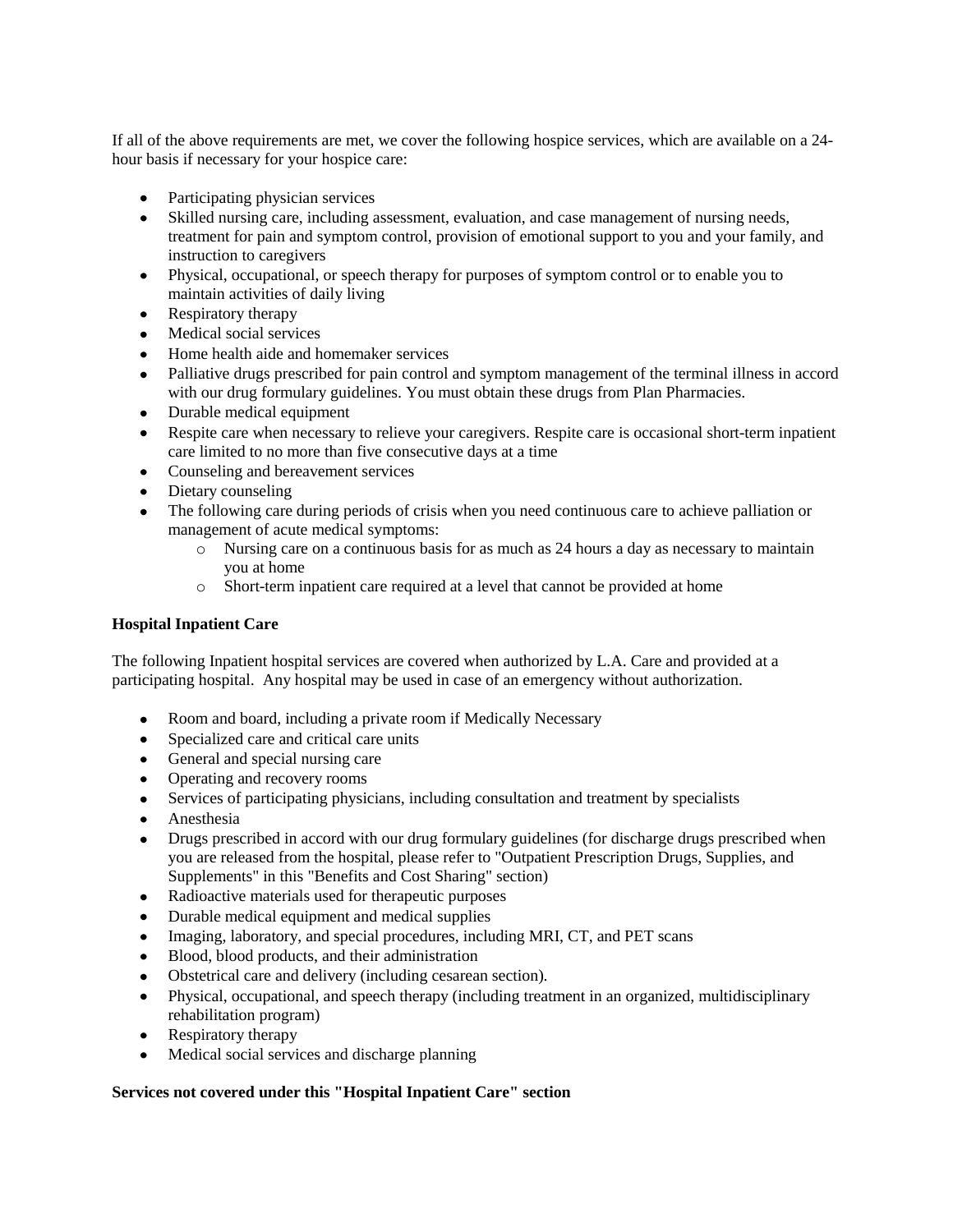If all of the above requirements are met, we cover the following hospice services, which are available on a 24-hour basis if necessary for your hospice care:

- Participating physician services
- Skilled nursing care, including assessment, evaluation, and case management of nursing needs, treatment for pain and symptom control, provision of emotional support to you and your family, and instruction to caregivers
- Physical, occupational, or speech therapy for purposes of symptom control or to enable you to maintain activities of daily living
- Respiratory therapy
- Medical social services
- Home health aide and homemaker services
- Palliative drugs prescribed for pain control and symptom management of the terminal illness in accord with our drug formulary guidelines. You must obtain these drugs from Plan Pharmacies.
- Durable medical equipment
- Respite care when necessary to relieve your caregivers. Respite care is occasional short-term inpatient care limited to no more than five consecutive days at a time
- Counseling and bereavement services
- Dietary counseling
- The following care during periods of crisis when you need continuous care to achieve palliation or management of acute medical symptoms:
    - Nursing care on a continuous basis for as much as 24 hours a day as necessary to maintain you at home
    - Short-term inpatient care required at a level that cannot be provided at home

**Hospital Inpatient Care**

The following Inpatient hospital services are covered when authorized by L.A. Care and provided at a participating hospital. Any hospital may be used in case of an emergency without authorization.

- Room and board, including a private room if Medically Necessary
- Specialized care and critical care units
- General and special nursing care
- Operating and recovery rooms
- Services of participating physicians, including consultation and treatment by specialists
- Anesthesia
- Drugs prescribed in accord with our drug formulary guidelines (for discharge drugs prescribed when you are released from the hospital, please refer to "Outpatient Prescription Drugs, Supplies, and Supplements" in this "Benefits and Cost Sharing" section)
- Radioactive materials used for therapeutic purposes
- Durable medical equipment and medical supplies
- Imaging, laboratory, and special procedures, including MRI, CT, and PET scans
- Blood, blood products, and their administration
- Obstetrical care and delivery (including cesarean section).
- Physical, occupational, and speech therapy (including treatment in an organized, multidisciplinary rehabilitation program)
- Respiratory therapy
- Medical social services and discharge planning

**Services not covered under this "Hospital Inpatient Care" section**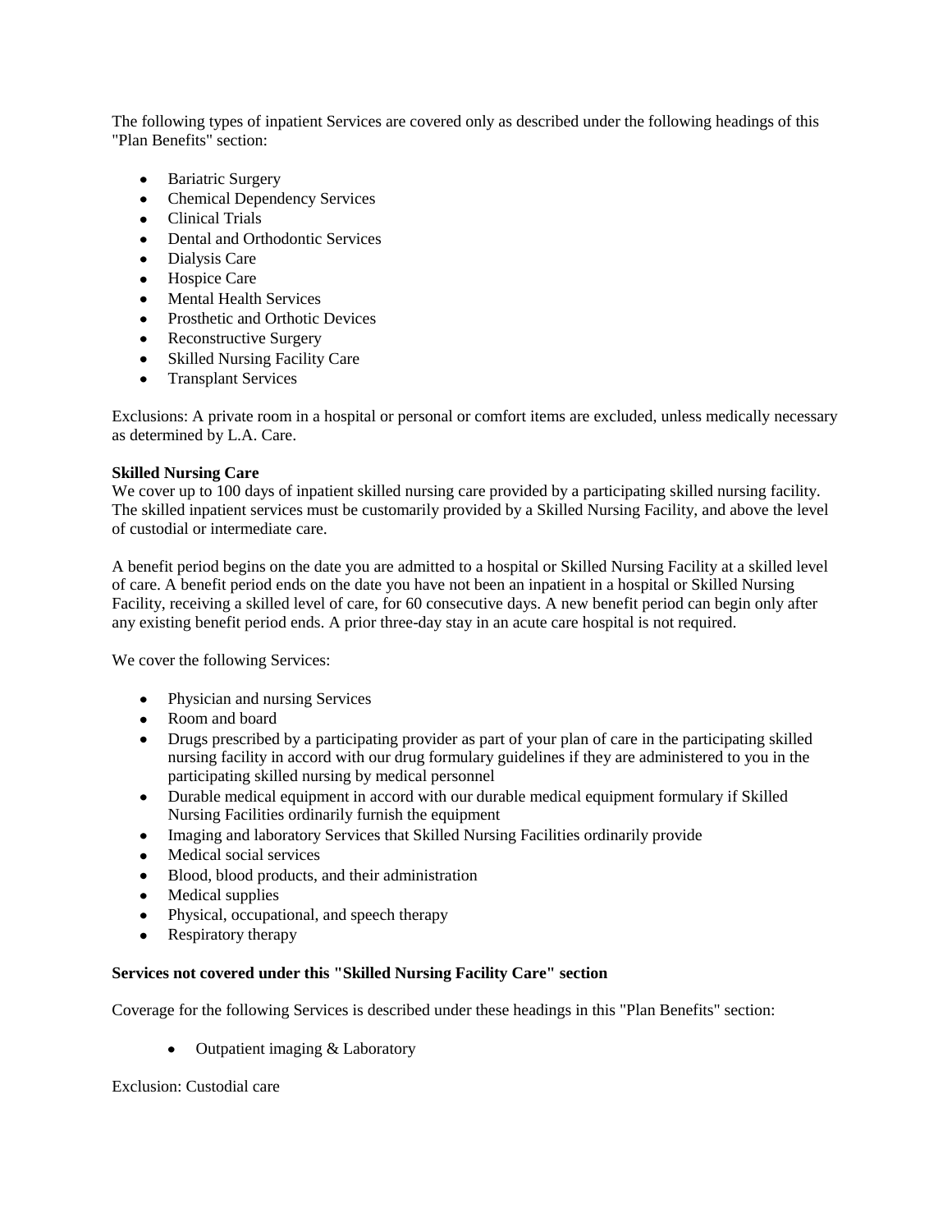The following types of inpatient Services are covered only as described under the following headings of this "Plan Benefits" section:

- Bariatric Surgery
- Chemical Dependency Services
- Clinical Trials
- Dental and Orthodontic Services
- Dialysis Care
- Hospice Care
- Mental Health Services
- Prosthetic and Orthotic Devices
- Reconstructive Surgery
- Skilled Nursing Facility Care
- Transplant Services

Exclusions: A private room in a hospital or personal or comfort items are excluded, unless medically necessary as determined by L.A. Care.

**Skilled Nursing Care**

We cover up to 100 days of inpatient skilled nursing care provided by a participating skilled nursing facility. The skilled inpatient services must be customarily provided by a Skilled Nursing Facility, and above the level of custodial or intermediate care.

A benefit period begins on the date you are admitted to a hospital or Skilled Nursing Facility at a skilled level of care. A benefit period ends on the date you have not been an inpatient in a hospital or Skilled Nursing Facility, receiving a skilled level of care, for 60 consecutive days. A new benefit period can begin only after any existing benefit period ends. A prior three-day stay in an acute care hospital is not required.

We cover the following Services:

- Physician and nursing Services
- Room and board
- Drugs prescribed by a participating provider as part of your plan of care in the participating skilled nursing facility in accord with our drug formulary guidelines if they are administered to you in the participating skilled nursing by medical personnel
- Durable medical equipment in accord with our durable medical equipment formulary if Skilled Nursing Facilities ordinarily furnish the equipment
- Imaging and laboratory Services that Skilled Nursing Facilities ordinarily provide
- Medical social services
- Blood, blood products, and their administration
- Medical supplies
- Physical, occupational, and speech therapy
- Respiratory therapy

**Services not covered under this "Skilled Nursing Facility Care" section**

Coverage for the following Services is described under these headings in this "Plan Benefits" section:

- Outpatient imaging & Laboratory

Exclusion: Custodial care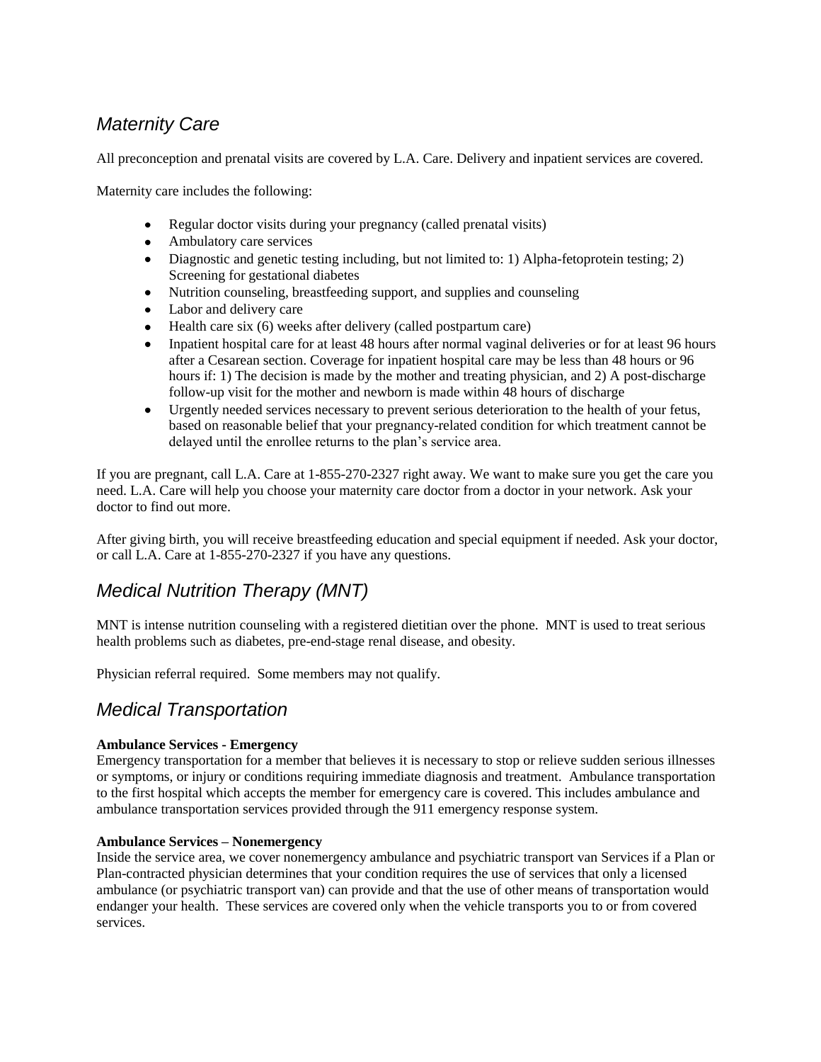## *Maternity Care*

All preconception and prenatal visits are covered by L.A. Care. Delivery and inpatient services are covered.

Maternity care includes the following:

- Regular doctor visits during your pregnancy (called prenatal visits)
- Ambulatory care services
- Diagnostic and genetic testing including, but not limited to: 1) Alpha-fetoprotein testing; 2) Screening for gestational diabetes
- Nutrition counseling, breastfeeding support, and supplies and counseling
- Labor and delivery care
- Health care six (6) weeks after delivery (called postpartum care)
- Inpatient hospital care for at least 48 hours after normal vaginal deliveries or for at least 96 hours after a Cesarean section. Coverage for inpatient hospital care may be less than 48 hours or 96 hours if: 1) The decision is made by the mother and treating physician, and 2) A post-discharge follow-up visit for the mother and newborn is made within 48 hours of discharge
- Urgently needed services necessary to prevent serious deterioration to the health of your fetus, based on reasonable belief that your pregnancy-related condition for which treatment cannot be delayed until the enrollee returns to the plan's service area.

If you are pregnant, call L.A. Care at 1-855-270-2327 right away. We want to make sure you get the care you need. L.A. Care will help you choose your maternity care doctor from a doctor in your network. Ask your doctor to find out more.

After giving birth, you will receive breastfeeding education and special equipment if needed. Ask your doctor, or call L.A. Care at 1-855-270-2327 if you have any questions.

## *Medical Nutrition Therapy (MNT)*

MNT is intense nutrition counseling with a registered dietitian over the phone. MNT is used to treat serious health problems such as diabetes, pre-end-stage renal disease, and obesity.

Physician referral required. Some members may not qualify.

## *Medical Transportation*

**Ambulance Services - Emergency**
Emergency transportation for a member that believes it is necessary to stop or relieve sudden serious illnesses or symptoms, or injury or conditions requiring immediate diagnosis and treatment. Ambulance transportation to the first hospital which accepts the member for emergency care is covered. This includes ambulance and ambulance transportation services provided through the 911 emergency response system.

**Ambulance Services – Nonemergency**
Inside the service area, we cover nonemergency ambulance and psychiatric transport van Services if a Plan or Plan-contracted physician determines that your condition requires the use of services that only a licensed ambulance (or psychiatric transport van) can provide and that the use of other means of transportation would endanger your health. These services are covered only when the vehicle transports you to or from covered services.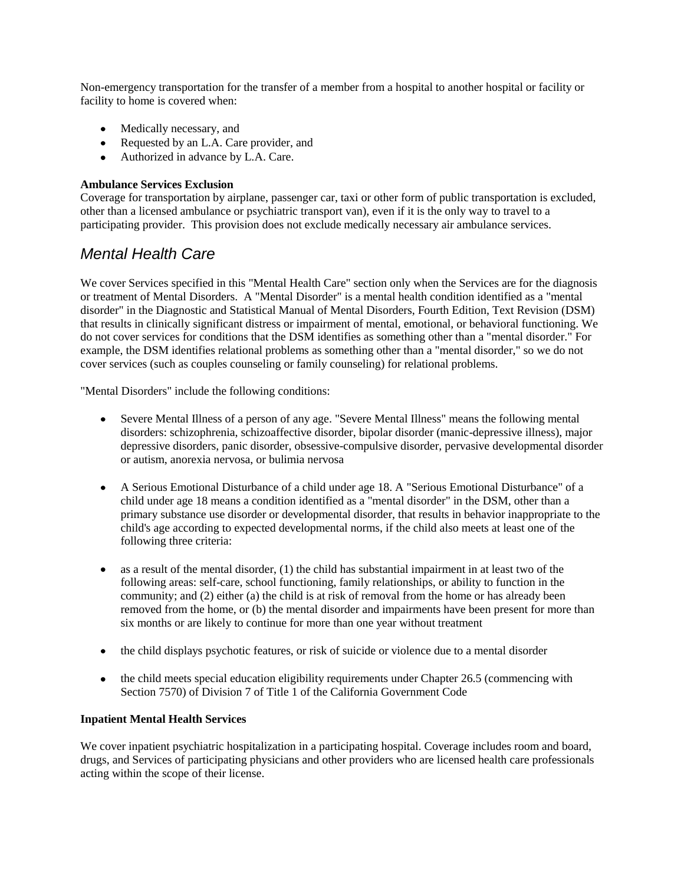Non-emergency transportation for the transfer of a member from a hospital to another hospital or facility or facility to home is covered when:

- Medically necessary, and
- Requested by an L.A. Care provider, and
- Authorized in advance by L.A. Care.

**Ambulance Services Exclusion**
Coverage for transportation by airplane, passenger car, taxi or other form of public transportation is excluded, other than a licensed ambulance or psychiatric transport van), even if it is the only way to travel to a participating provider. This provision does not exclude medically necessary air ambulance services.

## *Mental Health Care*

We cover Services specified in this "Mental Health Care" section only when the Services are for the diagnosis or treatment of Mental Disorders. A "Mental Disorder" is a mental health condition identified as a "mental disorder" in the Diagnostic and Statistical Manual of Mental Disorders, Fourth Edition, Text Revision (DSM) that results in clinically significant distress or impairment of mental, emotional, or behavioral functioning. We do not cover services for conditions that the DSM identifies as something other than a "mental disorder." For example, the DSM identifies relational problems as something other than a "mental disorder," so we do not cover services (such as couples counseling or family counseling) for relational problems.

"Mental Disorders" include the following conditions:

- Severe Mental Illness of a person of any age. "Severe Mental Illness" means the following mental disorders: schizophrenia, schizoaffective disorder, bipolar disorder (manic-depressive illness), major depressive disorders, panic disorder, obsessive-compulsive disorder, pervasive developmental disorder or autism, anorexia nervosa, or bulimia nervosa

- A Serious Emotional Disturbance of a child under age 18. A "Serious Emotional Disturbance" of a child under age 18 means a condition identified as a "mental disorder" in the DSM, other than a primary substance use disorder or developmental disorder, that results in behavior inappropriate to the child's age according to expected developmental norms, if the child also meets at least one of the following three criteria:

- as a result of the mental disorder, (1) the child has substantial impairment in at least two of the following areas: self-care, school functioning, family relationships, or ability to function in the community; and (2) either (a) the child is at risk of removal from the home or has already been removed from the home, or (b) the mental disorder and impairments have been present for more than six months or are likely to continue for more than one year without treatment

- the child displays psychotic features, or risk of suicide or violence due to a mental disorder

- the child meets special education eligibility requirements under Chapter 26.5 (commencing with Section 7570) of Division 7 of Title 1 of the California Government Code

**Inpatient Mental Health Services**

We cover inpatient psychiatric hospitalization in a participating hospital. Coverage includes room and board, drugs, and Services of participating physicians and other providers who are licensed health care professionals acting within the scope of their license.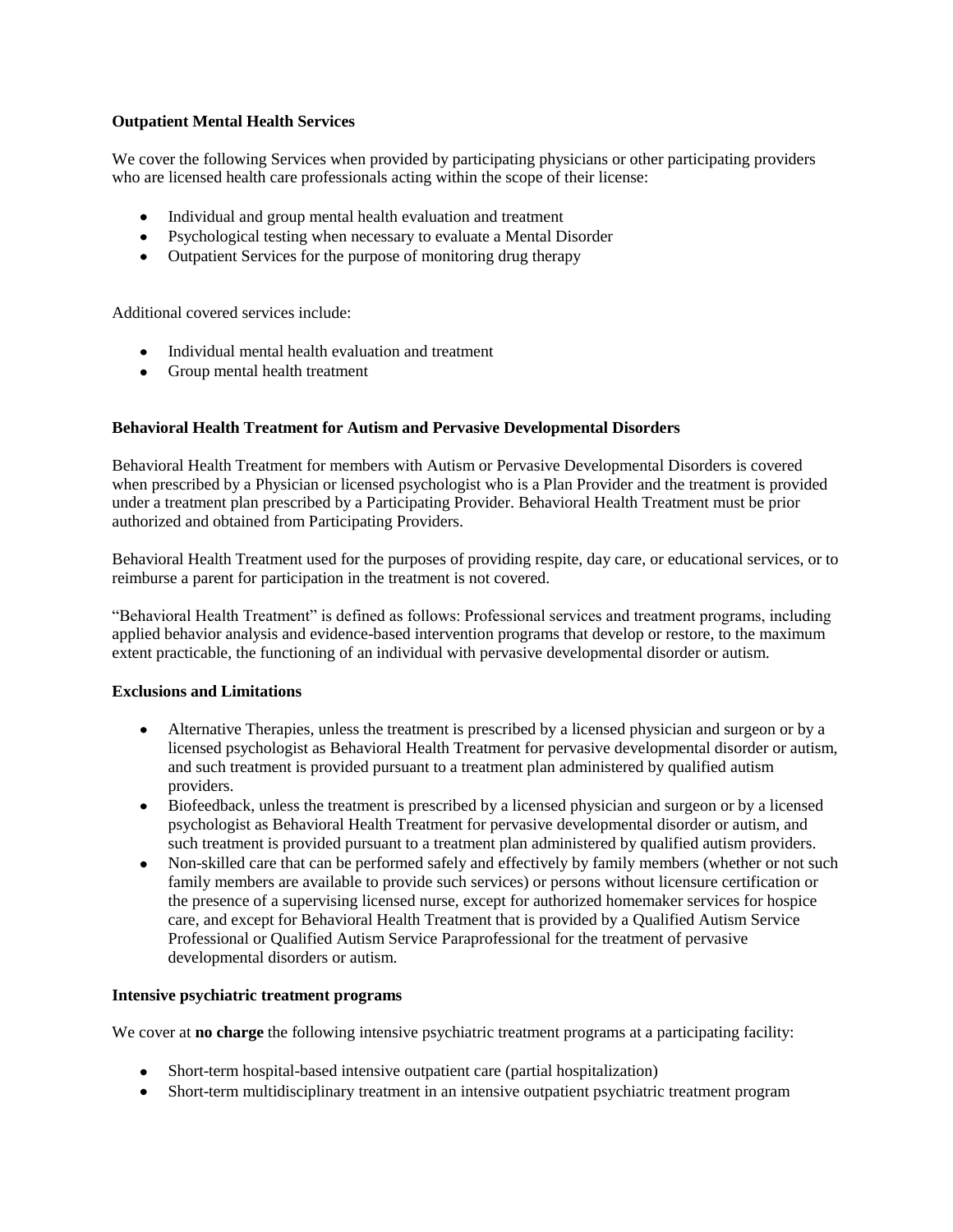**Outpatient Mental Health Services**

We cover the following Services when provided by participating physicians or other participating providers who are licensed health care professionals acting within the scope of their license:

- Individual and group mental health evaluation and treatment
- Psychological testing when necessary to evaluate a Mental Disorder
- Outpatient Services for the purpose of monitoring drug therapy

Additional covered services include:

- Individual mental health evaluation and treatment
- Group mental health treatment

**Behavioral Health Treatment for Autism and Pervasive Developmental Disorders**

Behavioral Health Treatment for members with Autism or Pervasive Developmental Disorders is covered when prescribed by a Physician or licensed psychologist who is a Plan Provider and the treatment is provided under a treatment plan prescribed by a Participating Provider. Behavioral Health Treatment must be prior authorized and obtained from Participating Providers.

Behavioral Health Treatment used for the purposes of providing respite, day care, or educational services, or to reimburse a parent for participation in the treatment is not covered.

"Behavioral Health Treatment" is defined as follows: Professional services and treatment programs, including applied behavior analysis and evidence-based intervention programs that develop or restore, to the maximum extent practicable, the functioning of an individual with pervasive developmental disorder or autism.

**Exclusions and Limitations**

- Alternative Therapies, unless the treatment is prescribed by a licensed physician and surgeon or by a licensed psychologist as Behavioral Health Treatment for pervasive developmental disorder or autism, and such treatment is provided pursuant to a treatment plan administered by qualified autism providers.
- Biofeedback, unless the treatment is prescribed by a licensed physician and surgeon or by a licensed psychologist as Behavioral Health Treatment for pervasive developmental disorder or autism, and such treatment is provided pursuant to a treatment plan administered by qualified autism providers.
- Non-skilled care that can be performed safely and effectively by family members (whether or not such family members are available to provide such services) or persons without licensure certification or the presence of a supervising licensed nurse, except for authorized homemaker services for hospice care, and except for Behavioral Health Treatment that is provided by a Qualified Autism Service Professional or Qualified Autism Service Paraprofessional for the treatment of pervasive developmental disorders or autism.

**Intensive psychiatric treatment programs**

We cover at **no charge** the following intensive psychiatric treatment programs at a participating facility:

- Short-term hospital-based intensive outpatient care (partial hospitalization)
- Short-term multidisciplinary treatment in an intensive outpatient psychiatric treatment program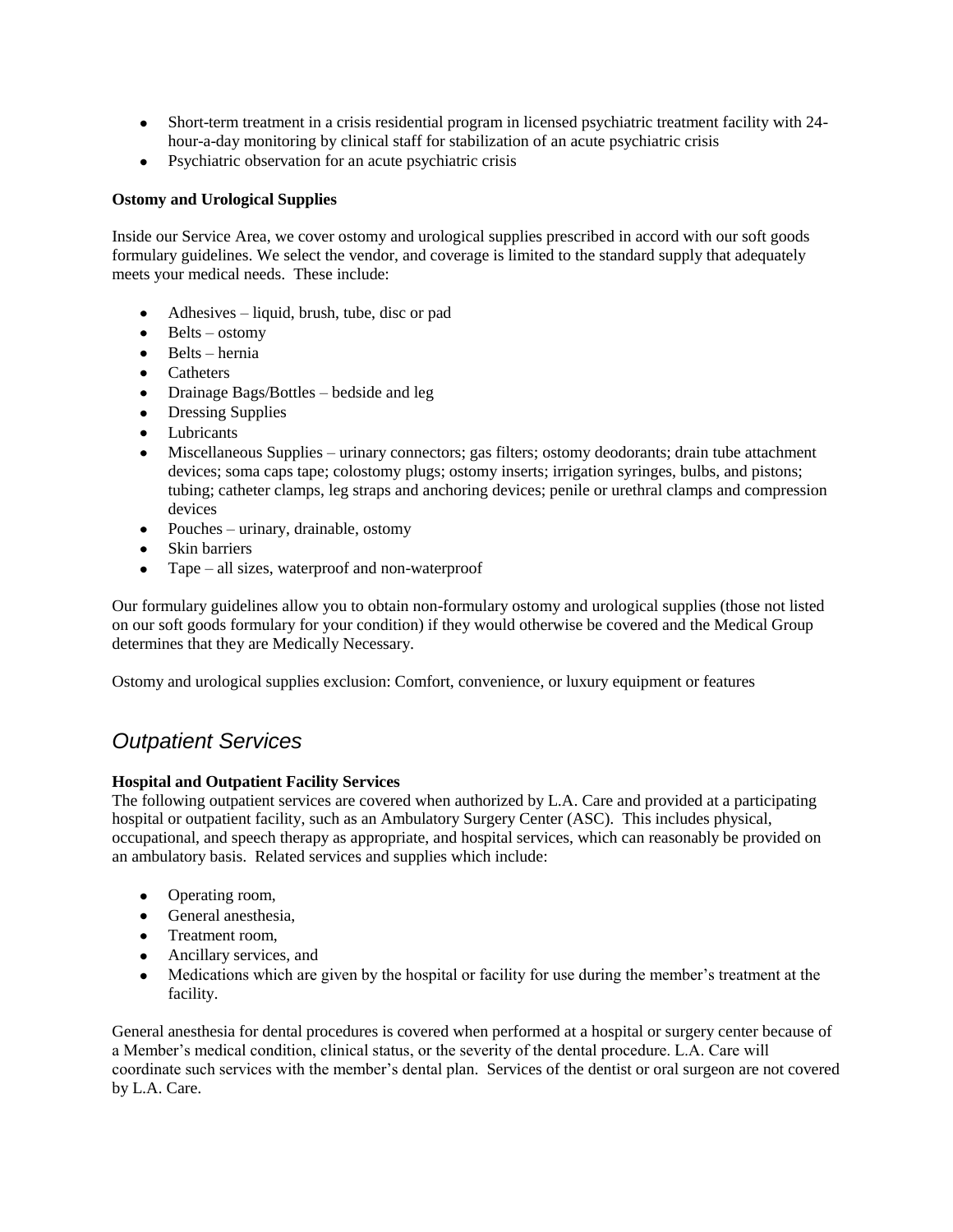- Short-term treatment in a crisis residential program in licensed psychiatric treatment facility with 24-hour-a-day monitoring by clinical staff for stabilization of an acute psychiatric crisis
- Psychiatric observation for an acute psychiatric crisis

**Ostomy and Urological Supplies**

Inside our Service Area, we cover ostomy and urological supplies prescribed in accord with our soft goods formulary guidelines. We select the vendor, and coverage is limited to the standard supply that adequately meets your medical needs. These include:

- Adhesives – liquid, brush, tube, disc or pad
- Belts – ostomy
- Belts – hernia
- Catheters
- Drainage Bags/Bottles – bedside and leg
- Dressing Supplies
- Lubricants
- Miscellaneous Supplies – urinary connectors; gas filters; ostomy deodorants; drain tube attachment devices; soma caps tape; colostomy plugs; ostomy inserts; irrigation syringes, bulbs, and pistons; tubing; catheter clamps, leg straps and anchoring devices; penile or urethral clamps and compression devices
- Pouches – urinary, drainable, ostomy
- Skin barriers
- Tape – all sizes, waterproof and non-waterproof

Our formulary guidelines allow you to obtain non-formulary ostomy and urological supplies (those not listed on our soft goods formulary for your condition) if they would otherwise be covered and the Medical Group determines that they are Medically Necessary.

Ostomy and urological supplies exclusion: Comfort, convenience, or luxury equipment or features

## *Outpatient Services*

**Hospital and Outpatient Facility Services**

The following outpatient services are covered when authorized by L.A. Care and provided at a participating hospital or outpatient facility, such as an Ambulatory Surgery Center (ASC). This includes physical, occupational, and speech therapy as appropriate, and hospital services, which can reasonably be provided on an ambulatory basis. Related services and supplies which include:

- Operating room,
- General anesthesia,
- Treatment room,
- Ancillary services, and
- Medications which are given by the hospital or facility for use during the member's treatment at the facility.

General anesthesia for dental procedures is covered when performed at a hospital or surgery center because of a Member's medical condition, clinical status, or the severity of the dental procedure. L.A. Care will coordinate such services with the member's dental plan. Services of the dentist or oral surgeon are not covered by L.A. Care.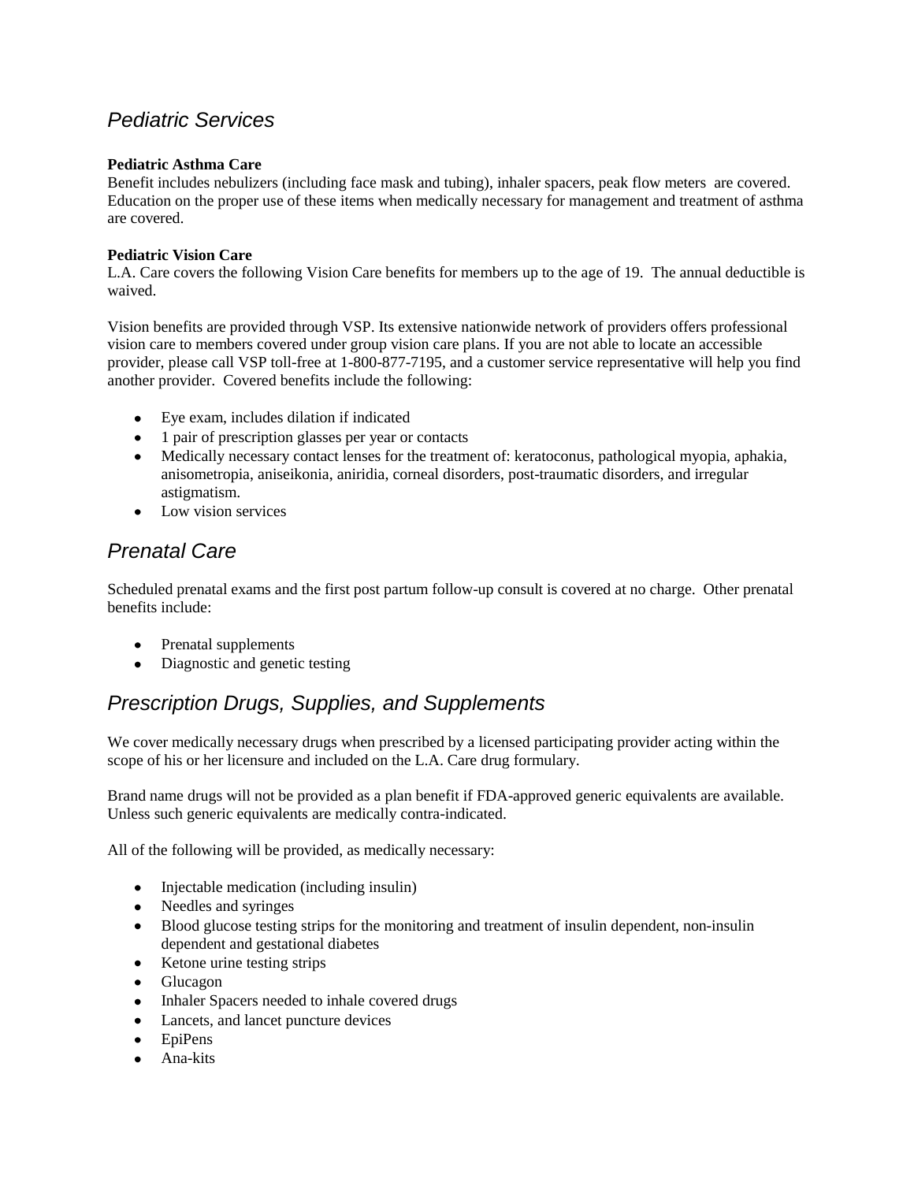## *Pediatric Services*

**Pediatric Asthma Care**
Benefit includes nebulizers (including face mask and tubing), inhaler spacers, peak flow meters are covered. Education on the proper use of these items when medically necessary for management and treatment of asthma are covered.

**Pediatric Vision Care**
L.A. Care covers the following Vision Care benefits for members up to the age of 19. The annual deductible is waived.

Vision benefits are provided through VSP. Its extensive nationwide network of providers offers professional vision care to members covered under group vision care plans. If you are not able to locate an accessible provider, please call VSP toll-free at 1-800-877-7195, and a customer service representative will help you find another provider. Covered benefits include the following:

- Eye exam, includes dilation if indicated
- 1 pair of prescription glasses per year or contacts
- Medically necessary contact lenses for the treatment of: keratoconus, pathological myopia, aphakia, anisometropia, aniseikonia, aniridia, corneal disorders, post-traumatic disorders, and irregular astigmatism.
- Low vision services

## *Prenatal Care*

Scheduled prenatal exams and the first post partum follow-up consult is covered at no charge. Other prenatal benefits include:

- Prenatal supplements
- Diagnostic and genetic testing

## *Prescription Drugs, Supplies, and Supplements*

We cover medically necessary drugs when prescribed by a licensed participating provider acting within the scope of his or her licensure and included on the L.A. Care drug formulary.

Brand name drugs will not be provided as a plan benefit if FDA-approved generic equivalents are available. Unless such generic equivalents are medically contra-indicated.

All of the following will be provided, as medically necessary:

- Injectable medication (including insulin)
- Needles and syringes
- Blood glucose testing strips for the monitoring and treatment of insulin dependent, non-insulin dependent and gestational diabetes
- Ketone urine testing strips
- Glucagon
- Inhaler Spacers needed to inhale covered drugs
- Lancets, and lancet puncture devices
- EpiPens
- Ana-kits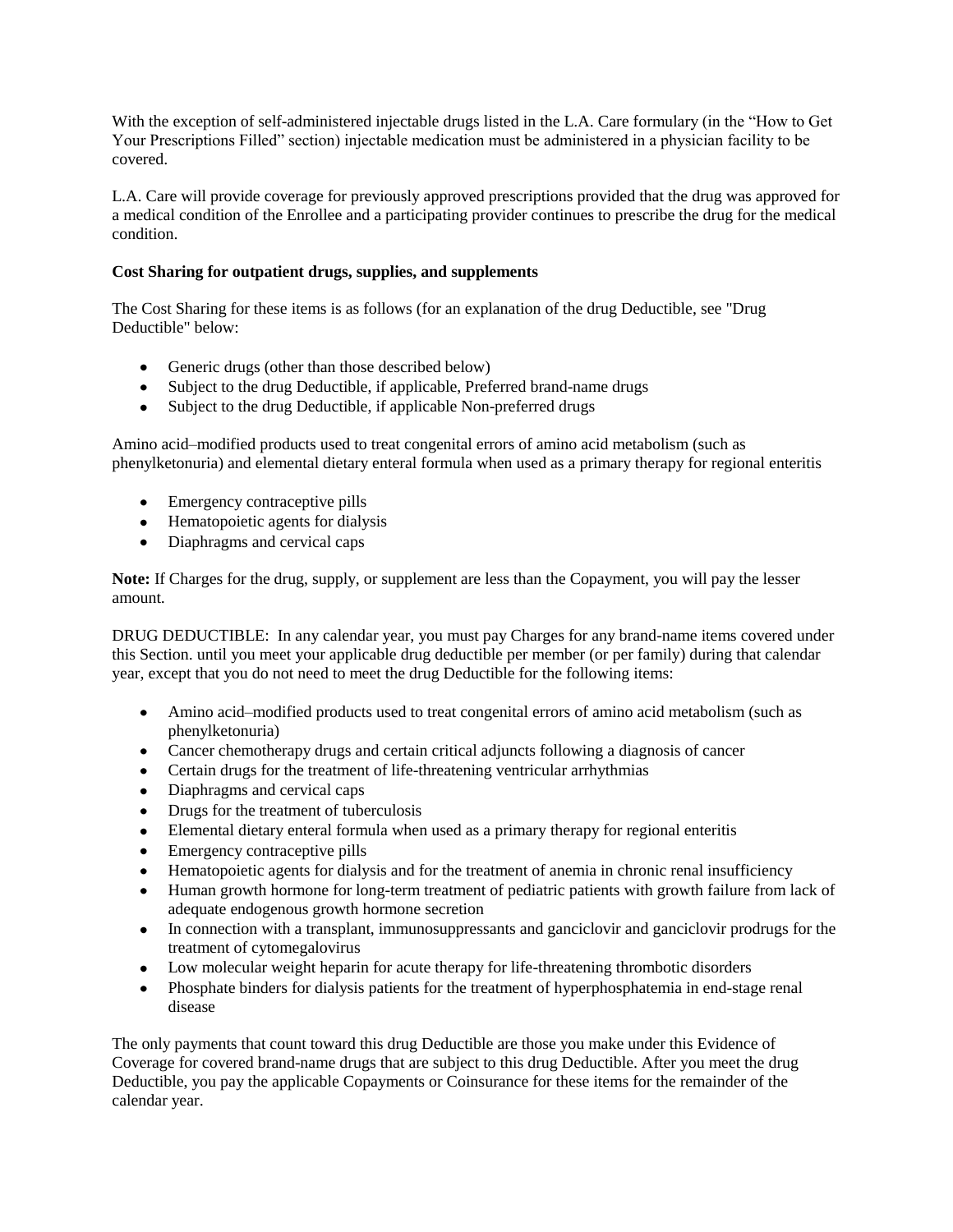With the exception of self-administered injectable drugs listed in the L.A. Care formulary (in the "How to Get Your Prescriptions Filled" section) injectable medication must be administered in a physician facility to be covered.

L.A. Care will provide coverage for previously approved prescriptions provided that the drug was approved for a medical condition of the Enrollee and a participating provider continues to prescribe the drug for the medical condition.

**Cost Sharing for outpatient drugs, supplies, and supplements**

The Cost Sharing for these items is as follows (for an explanation of the drug Deductible, see "Drug Deductible" below:

- Generic drugs (other than those described below)
- Subject to the drug Deductible, if applicable, Preferred brand-name drugs
- Subject to the drug Deductible, if applicable Non-preferred drugs

Amino acid–modified products used to treat congenital errors of amino acid metabolism (such as phenylketonuria) and elemental dietary enteral formula when used as a primary therapy for regional enteritis

- Emergency contraceptive pills
- Hematopoietic agents for dialysis
- Diaphragms and cervical caps

**Note:** If Charges for the drug, supply, or supplement are less than the Copayment, you will pay the lesser amount.

DRUG DEDUCTIBLE: In any calendar year, you must pay Charges for any brand-name items covered under this Section. until you meet your applicable drug deductible per member (or per family) during that calendar year, except that you do not need to meet the drug Deductible for the following items:

- Amino acid–modified products used to treat congenital errors of amino acid metabolism (such as phenylketonuria)
- Cancer chemotherapy drugs and certain critical adjuncts following a diagnosis of cancer
- Certain drugs for the treatment of life-threatening ventricular arrhythmias
- Diaphragms and cervical caps
- Drugs for the treatment of tuberculosis
- Elemental dietary enteral formula when used as a primary therapy for regional enteritis
- Emergency contraceptive pills
- Hematopoietic agents for dialysis and for the treatment of anemia in chronic renal insufficiency
- Human growth hormone for long-term treatment of pediatric patients with growth failure from lack of adequate endogenous growth hormone secretion
- In connection with a transplant, immunosuppressants and ganciclovir and ganciclovir prodrugs for the treatment of cytomegalovirus
- Low molecular weight heparin for acute therapy for life-threatening thrombotic disorders
- Phosphate binders for dialysis patients for the treatment of hyperphosphatemia in end-stage renal disease

The only payments that count toward this drug Deductible are those you make under this Evidence of Coverage for covered brand-name drugs that are subject to this drug Deductible. After you meet the drug Deductible, you pay the applicable Copayments or Coinsurance for these items for the remainder of the calendar year.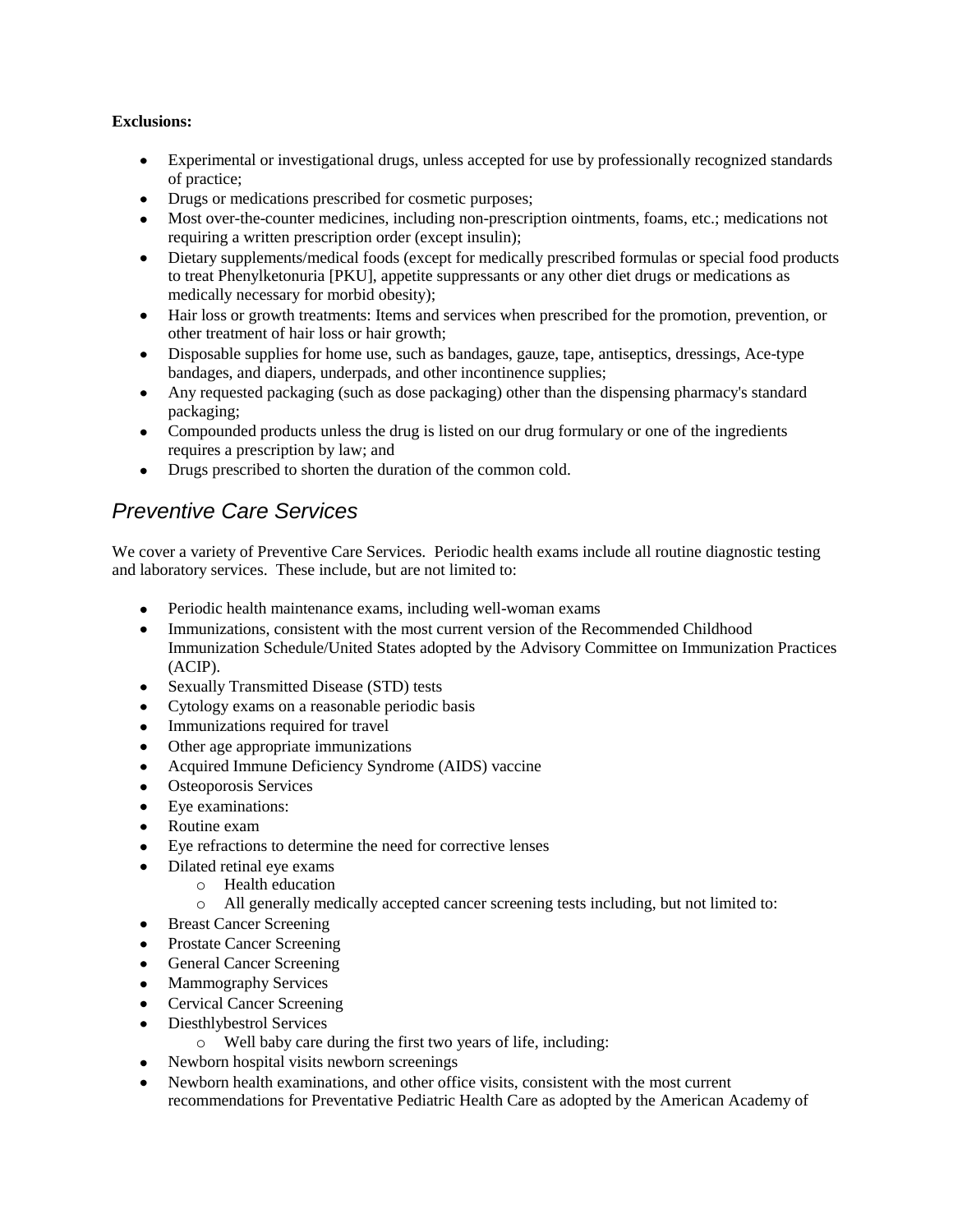**Exclusions:**

- Experimental or investigational drugs, unless accepted for use by professionally recognized standards of practice;
- Drugs or medications prescribed for cosmetic purposes;
- Most over-the-counter medicines, including non-prescription ointments, foams, etc.; medications not requiring a written prescription order (except insulin);
- Dietary supplements/medical foods (except for medically prescribed formulas or special food products to treat Phenylketonuria [PKU], appetite suppressants or any other diet drugs or medications as medically necessary for morbid obesity);
- Hair loss or growth treatments: Items and services when prescribed for the promotion, prevention, or other treatment of hair loss or hair growth;
- Disposable supplies for home use, such as bandages, gauze, tape, antiseptics, dressings, Ace-type bandages, and diapers, underpads, and other incontinence supplies;
- Any requested packaging (such as dose packaging) other than the dispensing pharmacy's standard packaging;
- Compounded products unless the drug is listed on our drug formulary or one of the ingredients requires a prescription by law; and
- Drugs prescribed to shorten the duration of the common cold.

## *Preventive Care Services*

We cover a variety of Preventive Care Services. Periodic health exams include all routine diagnostic testing and laboratory services. These include, but are not limited to:

- Periodic health maintenance exams, including well-woman exams
- Immunizations, consistent with the most current version of the Recommended Childhood Immunization Schedule/United States adopted by the Advisory Committee on Immunization Practices (ACIP).
- Sexually Transmitted Disease (STD) tests
- Cytology exams on a reasonable periodic basis
- Immunizations required for travel
- Other age appropriate immunizations
- Acquired Immune Deficiency Syndrome (AIDS) vaccine
- Osteoporosis Services
- Eye examinations:
- Routine exam
- Eye refractions to determine the need for corrective lenses
- Dilated retinal eye exams
    - Health education
    - All generally medically accepted cancer screening tests including, but not limited to:
- Breast Cancer Screening
- Prostate Cancer Screening
- General Cancer Screening
- Mammography Services
- Cervical Cancer Screening
- Diesthlybestrol Services
    - Well baby care during the first two years of life, including:
- Newborn hospital visits newborn screenings
- Newborn health examinations, and other office visits, consistent with the most current recommendations for Preventative Pediatric Health Care as adopted by the American Academy of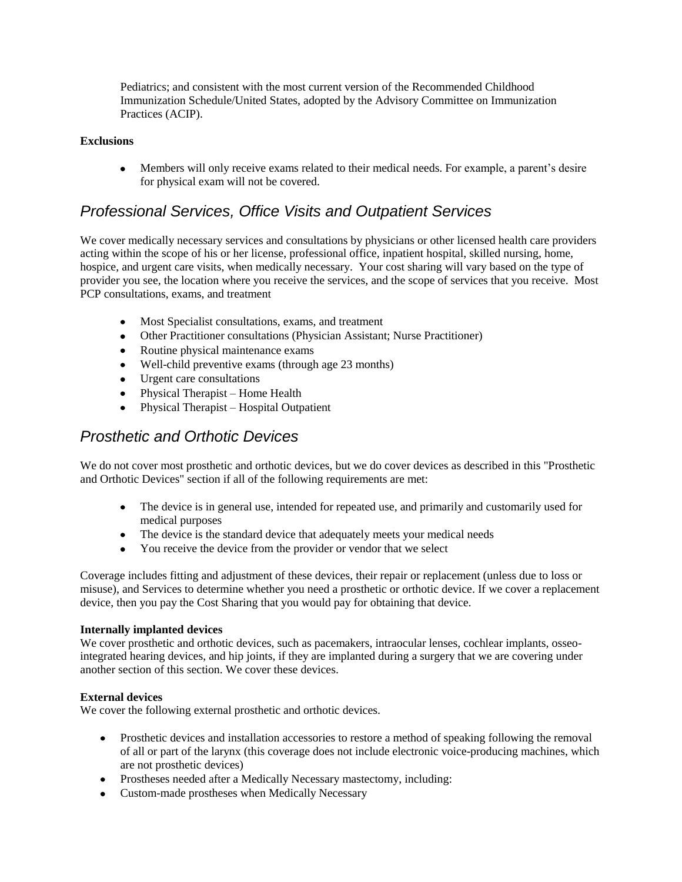Pediatrics; and consistent with the most current version of the Recommended Childhood Immunization Schedule/United States, adopted by the Advisory Committee on Immunization Practices (ACIP).

**Exclusions**

- Members will only receive exams related to their medical needs. For example, a parent's desire for physical exam will not be covered.

## *Professional Services, Office Visits and Outpatient Services*

We cover medically necessary services and consultations by physicians or other licensed health care providers acting within the scope of his or her license, professional office, inpatient hospital, skilled nursing, home, hospice, and urgent care visits, when medically necessary. Your cost sharing will vary based on the type of provider you see, the location where you receive the services, and the scope of services that you receive. Most PCP consultations, exams, and treatment

- Most Specialist consultations, exams, and treatment
- Other Practitioner consultations (Physician Assistant; Nurse Practitioner)
- Routine physical maintenance exams
- Well-child preventive exams (through age 23 months)
- Urgent care consultations
- Physical Therapist – Home Health
- Physical Therapist – Hospital Outpatient

## *Prosthetic and Orthotic Devices*

We do not cover most prosthetic and orthotic devices, but we do cover devices as described in this "Prosthetic and Orthotic Devices" section if all of the following requirements are met:

- The device is in general use, intended for repeated use, and primarily and customarily used for medical purposes
- The device is the standard device that adequately meets your medical needs
- You receive the device from the provider or vendor that we select

Coverage includes fitting and adjustment of these devices, their repair or replacement (unless due to loss or misuse), and Services to determine whether you need a prosthetic or orthotic device. If we cover a replacement device, then you pay the Cost Sharing that you would pay for obtaining that device.

**Internally implanted devices**
We cover prosthetic and orthotic devices, such as pacemakers, intraocular lenses, cochlear implants, osseo-integrated hearing devices, and hip joints, if they are implanted during a surgery that we are covering under another section of this section. We cover these devices.

**External devices**
We cover the following external prosthetic and orthotic devices.

- Prosthetic devices and installation accessories to restore a method of speaking following the removal of all or part of the larynx (this coverage does not include electronic voice-producing machines, which are not prosthetic devices)
- Prostheses needed after a Medically Necessary mastectomy, including:
- Custom-made prostheses when Medically Necessary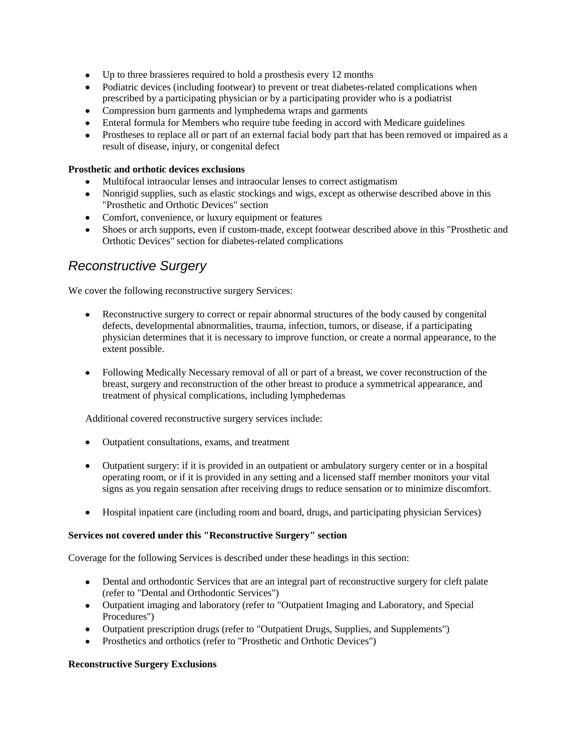- Up to three brassieres required to hold a prosthesis every 12 months
- Podiatric devices (including footwear) to prevent or treat diabetes-related complications when prescribed by a participating physician or by a participating provider who is a podiatrist
- Compression burn garments and lymphedema wraps and garments
- Enteral formula for Members who require tube feeding in accord with Medicare guidelines
- Prostheses to replace all or part of an external facial body part that has been removed or impaired as a result of disease, injury, or congenital defect

**Prosthetic and orthotic devices exclusions**

- Multifocal intraocular lenses and intraocular lenses to correct astigmatism
- Nonrigid supplies, such as elastic stockings and wigs, except as otherwise described above in this "Prosthetic and Orthotic Devices" section
- Comfort, convenience, or luxury equipment or features
- Shoes or arch supports, even if custom-made, except footwear described above in this "Prosthetic and Orthotic Devices" section for diabetes-related complications

## *Reconstructive Surgery*

We cover the following reconstructive surgery Services:

- Reconstructive surgery to correct or repair abnormal structures of the body caused by congenital defects, developmental abnormalities, trauma, infection, tumors, or disease, if a participating physician determines that it is necessary to improve function, or create a normal appearance, to the extent possible.
- Following Medically Necessary removal of all or part of a breast, we cover reconstruction of the breast, surgery and reconstruction of the other breast to produce a symmetrical appearance, and treatment of physical complications, including lymphedemas

Additional covered reconstructive surgery services include:

- Outpatient consultations, exams, and treatment
- Outpatient surgery: if it is provided in an outpatient or ambulatory surgery center or in a hospital operating room, or if it is provided in any setting and a licensed staff member monitors your vital signs as you regain sensation after receiving drugs to reduce sensation or to minimize discomfort.
- Hospital inpatient care (including room and board, drugs, and participating physician Services)

**Services not covered under this "Reconstructive Surgery" section**

Coverage for the following Services is described under these headings in this section:

- Dental and orthodontic Services that are an integral part of reconstructive surgery for cleft palate (refer to "Dental and Orthodontic Services")
- Outpatient imaging and laboratory (refer to "Outpatient Imaging and Laboratory, and Special Procedures")
- Outpatient prescription drugs (refer to "Outpatient Drugs, Supplies, and Supplements")
- Prosthetics and orthotics (refer to "Prosthetic and Orthotic Devices")

**Reconstructive Surgery Exclusions**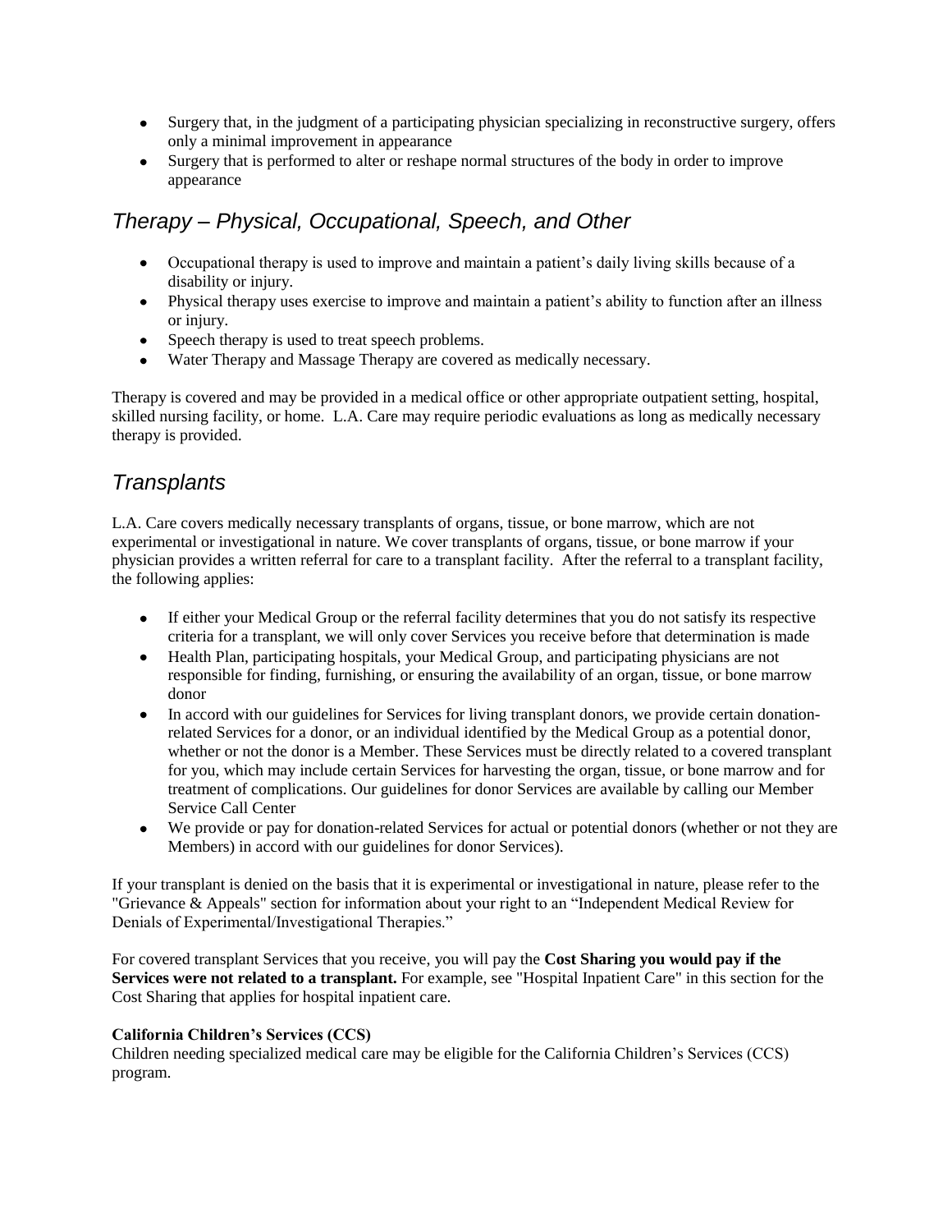- Surgery that, in the judgment of a participating physician specializing in reconstructive surgery, offers only a minimal improvement in appearance
- Surgery that is performed to alter or reshape normal structures of the body in order to improve appearance

## *Therapy – Physical, Occupational, Speech, and Other*

- Occupational therapy is used to improve and maintain a patient's daily living skills because of a disability or injury.
- Physical therapy uses exercise to improve and maintain a patient's ability to function after an illness or injury.
- Speech therapy is used to treat speech problems.
- Water Therapy and Massage Therapy are covered as medically necessary.

Therapy is covered and may be provided in a medical office or other appropriate outpatient setting, hospital, skilled nursing facility, or home. L.A. Care may require periodic evaluations as long as medically necessary therapy is provided.

## *Transplants*

L.A. Care covers medically necessary transplants of organs, tissue, or bone marrow, which are not experimental or investigational in nature. We cover transplants of organs, tissue, or bone marrow if your physician provides a written referral for care to a transplant facility. After the referral to a transplant facility, the following applies:

- If either your Medical Group or the referral facility determines that you do not satisfy its respective criteria for a transplant, we will only cover Services you receive before that determination is made
- Health Plan, participating hospitals, your Medical Group, and participating physicians are not responsible for finding, furnishing, or ensuring the availability of an organ, tissue, or bone marrow donor
- In accord with our guidelines for Services for living transplant donors, we provide certain donation-related Services for a donor, or an individual identified by the Medical Group as a potential donor, whether or not the donor is a Member. These Services must be directly related to a covered transplant for you, which may include certain Services for harvesting the organ, tissue, or bone marrow and for treatment of complications. Our guidelines for donor Services are available by calling our Member Service Call Center
- We provide or pay for donation-related Services for actual or potential donors (whether or not they are Members) in accord with our guidelines for donor Services).

If your transplant is denied on the basis that it is experimental or investigational in nature, please refer to the "Grievance & Appeals" section for information about your right to an "Independent Medical Review for Denials of Experimental/Investigational Therapies."

For covered transplant Services that you receive, you will pay the **Cost Sharing you would pay if the Services were not related to a transplant.** For example, see "Hospital Inpatient Care" in this section for the Cost Sharing that applies for hospital inpatient care.

**California Children's Services (CCS)**
Children needing specialized medical care may be eligible for the California Children's Services (CCS) program.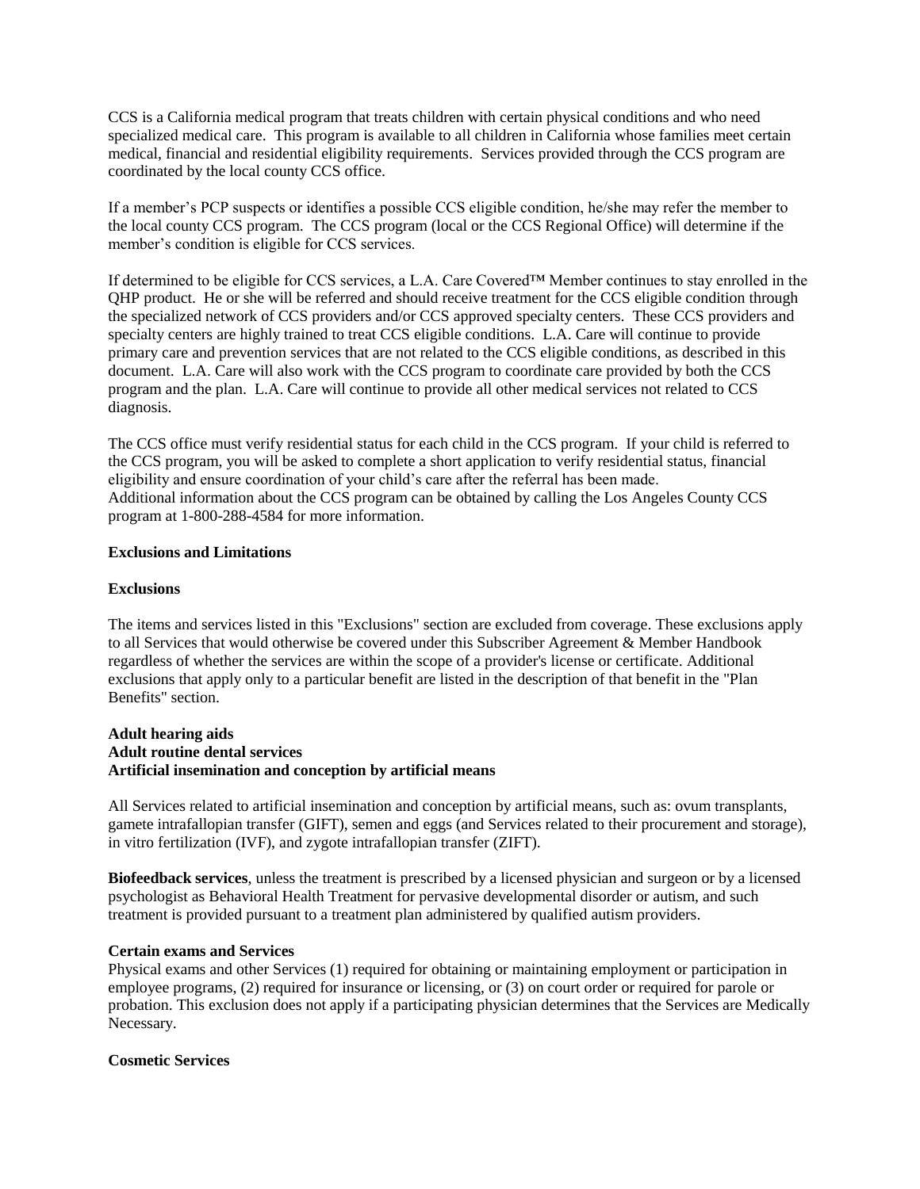CCS is a California medical program that treats children with certain physical conditions and who need specialized medical care. This program is available to all children in California whose families meet certain medical, financial and residential eligibility requirements. Services provided through the CCS program are coordinated by the local county CCS office.

If a member's PCP suspects or identifies a possible CCS eligible condition, he/she may refer the member to the local county CCS program. The CCS program (local or the CCS Regional Office) will determine if the member's condition is eligible for CCS services.

If determined to be eligible for CCS services, a L.A. Care Covered™ Member continues to stay enrolled in the QHP product. He or she will be referred and should receive treatment for the CCS eligible condition through the specialized network of CCS providers and/or CCS approved specialty centers. These CCS providers and specialty centers are highly trained to treat CCS eligible conditions. L.A. Care will continue to provide primary care and prevention services that are not related to the CCS eligible conditions, as described in this document. L.A. Care will also work with the CCS program to coordinate care provided by both the CCS program and the plan. L.A. Care will continue to provide all other medical services not related to CCS diagnosis.

The CCS office must verify residential status for each child in the CCS program. If your child is referred to the CCS program, you will be asked to complete a short application to verify residential status, financial eligibility and ensure coordination of your child's care after the referral has been made.
Additional information about the CCS program can be obtained by calling the Los Angeles County CCS program at 1-800-288-4584 for more information.

## Exclusions and Limitations

### Exclusions

The items and services listed in this "Exclusions" section are excluded from coverage. These exclusions apply to all Services that would otherwise be covered under this Subscriber Agreement & Member Handbook regardless of whether the services are within the scope of a provider's license or certificate. Additional exclusions that apply only to a particular benefit are listed in the description of that benefit in the "Plan Benefits" section.

**Adult hearing aids**
**Adult routine dental services**
**Artificial insemination and conception by artificial means**

All Services related to artificial insemination and conception by artificial means, such as: ovum transplants, gamete intrafallopian transfer (GIFT), semen and eggs (and Services related to their procurement and storage), in vitro fertilization (IVF), and zygote intrafallopian transfer (ZIFT).

**Biofeedback services**, unless the treatment is prescribed by a licensed physician and surgeon or by a licensed psychologist as Behavioral Health Treatment for pervasive developmental disorder or autism, and such treatment is provided pursuant to a treatment plan administered by qualified autism providers.

**Certain exams and Services**
Physical exams and other Services (1) required for obtaining or maintaining employment or participation in employee programs, (2) required for insurance or licensing, or (3) on court order or required for parole or probation. This exclusion does not apply if a participating physician determines that the Services are Medically Necessary.

**Cosmetic Services**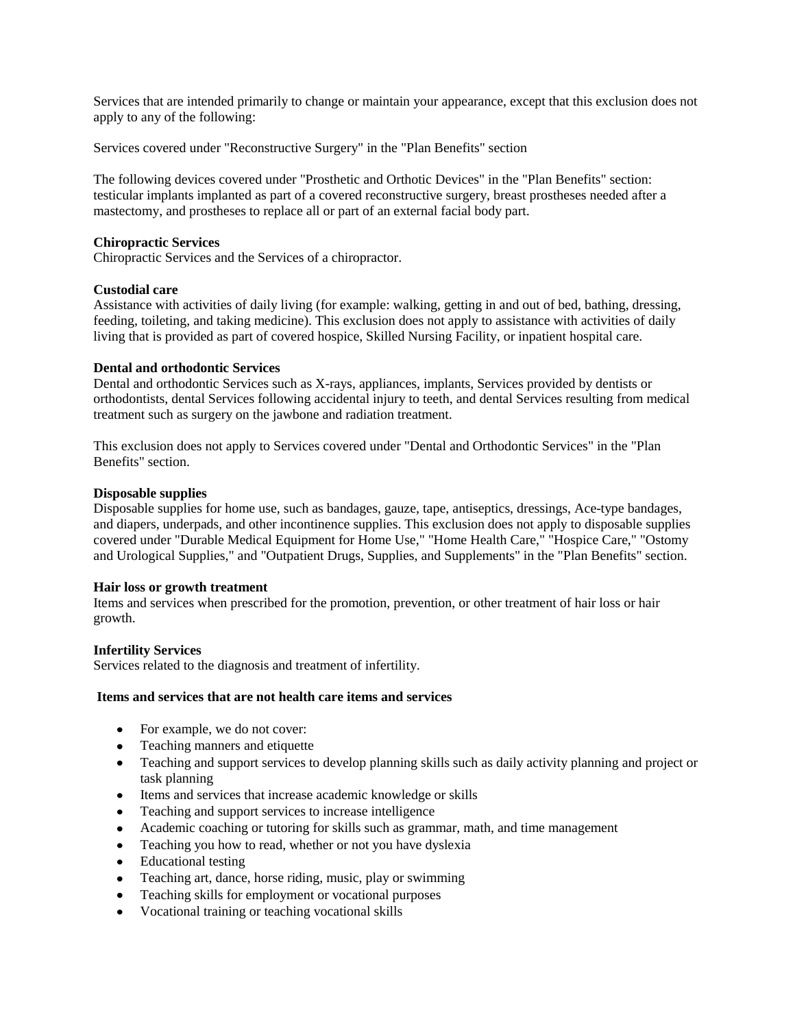Services that are intended primarily to change or maintain your appearance, except that this exclusion does not apply to any of the following:

Services covered under "Reconstructive Surgery" in the "Plan Benefits" section

The following devices covered under "Prosthetic and Orthotic Devices" in the "Plan Benefits" section: testicular implants implanted as part of a covered reconstructive surgery, breast prostheses needed after a mastectomy, and prostheses to replace all or part of an external facial body part.

**Chiropractic Services**
Chiropractic Services and the Services of a chiropractor.

**Custodial care**
Assistance with activities of daily living (for example: walking, getting in and out of bed, bathing, dressing, feeding, toileting, and taking medicine). This exclusion does not apply to assistance with activities of daily living that is provided as part of covered hospice, Skilled Nursing Facility, or inpatient hospital care.

**Dental and orthodontic Services**
Dental and orthodontic Services such as X-rays, appliances, implants, Services provided by dentists or orthodontists, dental Services following accidental injury to teeth, and dental Services resulting from medical treatment such as surgery on the jawbone and radiation treatment.

This exclusion does not apply to Services covered under "Dental and Orthodontic Services" in the "Plan Benefits" section.

**Disposable supplies**
Disposable supplies for home use, such as bandages, gauze, tape, antiseptics, dressings, Ace-type bandages, and diapers, underpads, and other incontinence supplies. This exclusion does not apply to disposable supplies covered under "Durable Medical Equipment for Home Use," "Home Health Care," "Hospice Care," "Ostomy and Urological Supplies," and "Outpatient Drugs, Supplies, and Supplements" in the "Plan Benefits" section.

**Hair loss or growth treatment**
Items and services when prescribed for the promotion, prevention, or other treatment of hair loss or hair growth.

**Infertility Services**
Services related to the diagnosis and treatment of infertility.

**Items and services that are not health care items and services**

- For example, we do not cover:
- Teaching manners and etiquette
- Teaching and support services to develop planning skills such as daily activity planning and project or task planning
- Items and services that increase academic knowledge or skills
- Teaching and support services to increase intelligence
- Academic coaching or tutoring for skills such as grammar, math, and time management
- Teaching you how to read, whether or not you have dyslexia
- Educational testing
- Teaching art, dance, horse riding, music, play or swimming
- Teaching skills for employment or vocational purposes
- Vocational training or teaching vocational skills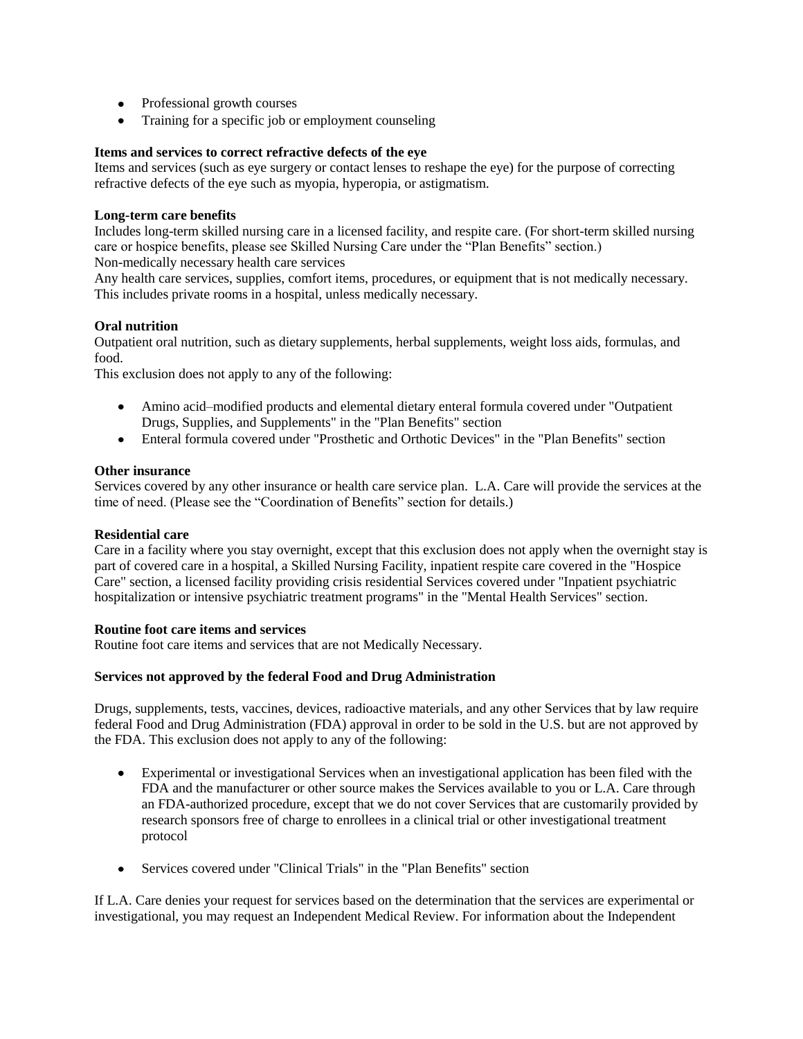- Professional growth courses
- Training for a specific job or employment counseling

**Items and services to correct refractive defects of the eye**

Items and services (such as eye surgery or contact lenses to reshape the eye) for the purpose of correcting refractive defects of the eye such as myopia, hyperopia, or astigmatism.

**Long-term care benefits**

Includes long-term skilled nursing care in a licensed facility, and respite care. (For short-term skilled nursing care or hospice benefits, please see Skilled Nursing Care under the "Plan Benefits" section.)

Non-medically necessary health care services

Any health care services, supplies, comfort items, procedures, or equipment that is not medically necessary. This includes private rooms in a hospital, unless medically necessary.

**Oral nutrition**

Outpatient oral nutrition, such as dietary supplements, herbal supplements, weight loss aids, formulas, and food.

This exclusion does not apply to any of the following:

- Amino acid–modified products and elemental dietary enteral formula covered under "Outpatient Drugs, Supplies, and Supplements" in the "Plan Benefits" section
- Enteral formula covered under "Prosthetic and Orthotic Devices" in the "Plan Benefits" section

**Other insurance**

Services covered by any other insurance or health care service plan. L.A. Care will provide the services at the time of need. (Please see the "Coordination of Benefits" section for details.)

**Residential care**

Care in a facility where you stay overnight, except that this exclusion does not apply when the overnight stay is part of covered care in a hospital, a Skilled Nursing Facility, inpatient respite care covered in the "Hospice Care" section, a licensed facility providing crisis residential Services covered under "Inpatient psychiatric hospitalization or intensive psychiatric treatment programs" in the "Mental Health Services" section.

**Routine foot care items and services**

Routine foot care items and services that are not Medically Necessary.

**Services not approved by the federal Food and Drug Administration**

Drugs, supplements, tests, vaccines, devices, radioactive materials, and any other Services that by law require federal Food and Drug Administration (FDA) approval in order to be sold in the U.S. but are not approved by the FDA. This exclusion does not apply to any of the following:

- Experimental or investigational Services when an investigational application has been filed with the FDA and the manufacturer or other source makes the Services available to you or L.A. Care through an FDA-authorized procedure, except that we do not cover Services that are customarily provided by research sponsors free of charge to enrollees in a clinical trial or other investigational treatment protocol
- Services covered under "Clinical Trials" in the "Plan Benefits" section

If L.A. Care denies your request for services based on the determination that the services are experimental or investigational, you may request an Independent Medical Review. For information about the Independent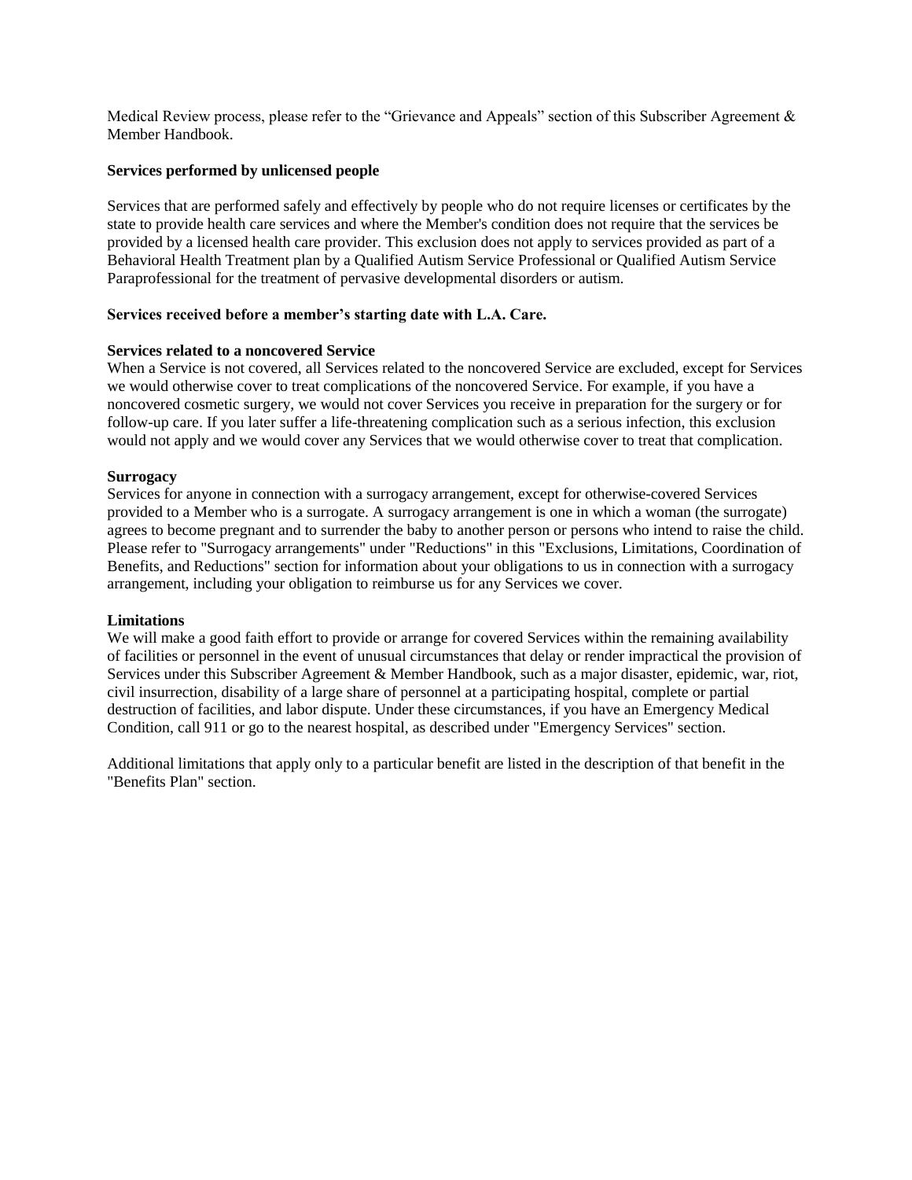Medical Review process, please refer to the “Grievance and Appeals” section of this Subscriber Agreement & Member Handbook.

**Services performed by unlicensed people**

Services that are performed safely and effectively by people who do not require licenses or certificates by the state to provide health care services and where the Member's condition does not require that the services be provided by a licensed health care provider. This exclusion does not apply to services provided as part of a Behavioral Health Treatment plan by a Qualified Autism Service Professional or Qualified Autism Service Paraprofessional for the treatment of pervasive developmental disorders or autism.

**Services received before a member’s starting date with L.A. Care.**

**Services related to a noncovered Service**

When a Service is not covered, all Services related to the noncovered Service are excluded, except for Services we would otherwise cover to treat complications of the noncovered Service. For example, if you have a noncovered cosmetic surgery, we would not cover Services you receive in preparation for the surgery or for follow-up care. If you later suffer a life-threatening complication such as a serious infection, this exclusion would not apply and we would cover any Services that we would otherwise cover to treat that complication.

**Surrogacy**

Services for anyone in connection with a surrogacy arrangement, except for otherwise-covered Services provided to a Member who is a surrogate. A surrogacy arrangement is one in which a woman (the surrogate) agrees to become pregnant and to surrender the baby to another person or persons who intend to raise the child. Please refer to "Surrogacy arrangements" under "Reductions" in this "Exclusions, Limitations, Coordination of Benefits, and Reductions" section for information about your obligations to us in connection with a surrogacy arrangement, including your obligation to reimburse us for any Services we cover.

**Limitations**

We will make a good faith effort to provide or arrange for covered Services within the remaining availability of facilities or personnel in the event of unusual circumstances that delay or render impractical the provision of Services under this Subscriber Agreement & Member Handbook, such as a major disaster, epidemic, war, riot, civil insurrection, disability of a large share of personnel at a participating hospital, complete or partial destruction of facilities, and labor dispute. Under these circumstances, if you have an Emergency Medical Condition, call 911 or go to the nearest hospital, as described under "Emergency Services" section.

Additional limitations that apply only to a particular benefit are listed in the description of that benefit in the "Benefits Plan" section.